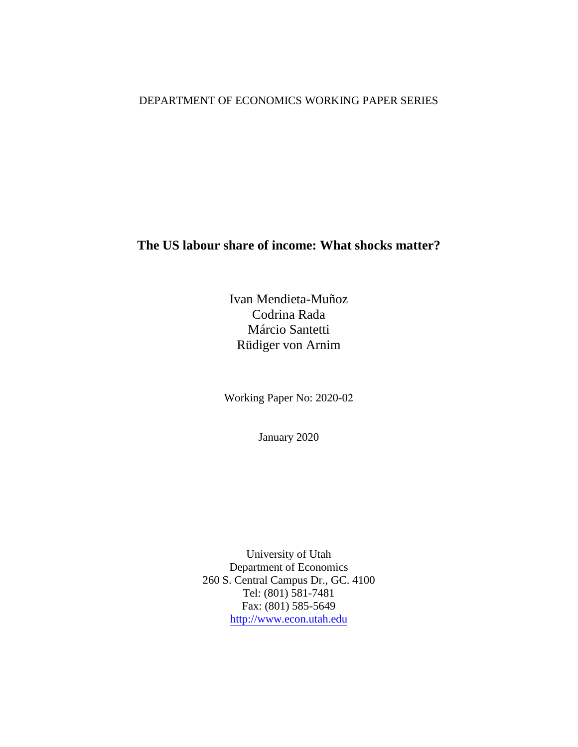DEPARTMENT OF ECONOMICS WORKING PAPER SERIES

# The US labour share of income: What shocks matter?

Ivan Mendieta-Muñoz
Codrina Rada
Márcio Santetti
Rüdiger von Arnim

Working Paper No: 2020-02

January 2020

University of Utah
Department of Economics
260 S. Central Campus Dr., GC. 4100
Tel: (801) 581-7481
Fax: (801) 585-5649
http://www.econ.utah.edu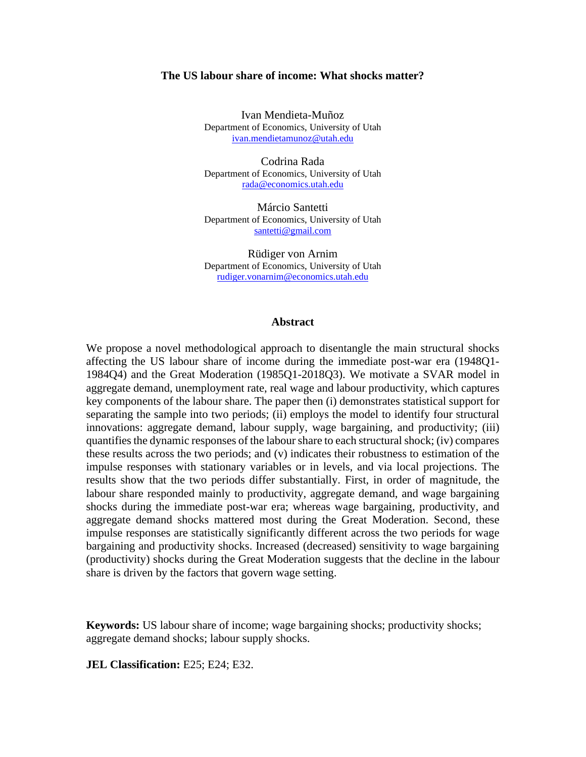# The US labour share of income: What shocks matter?

Ivan Mendieta-Muñoz
Department of Economics, University of Utah
ivan.mendietamunoz@utah.edu

Codrina Rada
Department of Economics, University of Utah
rada@economics.utah.edu

Márcio Santetti
Department of Economics, University of Utah
santetti@gmail.com

Rüdiger von Arnim
Department of Economics, University of Utah
rudiger.vonarnim@economics.utah.edu

## Abstract

We propose a novel methodological approach to disentangle the main structural shocks affecting the US labour share of income during the immediate post-war era (1948Q1-1984Q4) and the Great Moderation (1985Q1-2018Q3). We motivate a SVAR model in aggregate demand, unemployment rate, real wage and labour productivity, which captures key components of the labour share. The paper then (i) demonstrates statistical support for separating the sample into two periods; (ii) employs the model to identify four structural innovations: aggregate demand, labour supply, wage bargaining, and productivity; (iii) quantifies the dynamic responses of the labour share to each structural shock; (iv) compares these results across the two periods; and (v) indicates their robustness to estimation of the impulse responses with stationary variables or in levels, and via local projections. The results show that the two periods differ substantially. First, in order of magnitude, the labour share responded mainly to productivity, aggregate demand, and wage bargaining shocks during the immediate post-war era; whereas wage bargaining, productivity, and aggregate demand shocks mattered most during the Great Moderation. Second, these impulse responses are statistically significantly different across the two periods for wage bargaining and productivity shocks. Increased (decreased) sensitivity to wage bargaining (productivity) shocks during the Great Moderation suggests that the decline in the labour share is driven by the factors that govern wage setting.

**Keywords:** US labour share of income; wage bargaining shocks; productivity shocks; aggregate demand shocks; labour supply shocks.

**JEL Classification:** E25; E24; E32.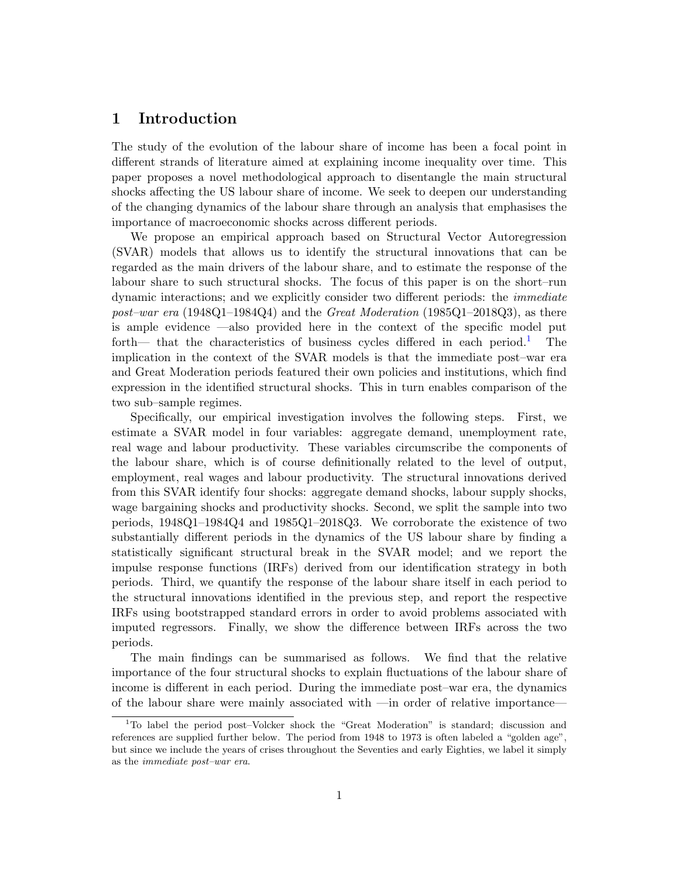# 1 Introduction

The study of the evolution of the labour share of income has been a focal point in different strands of literature aimed at explaining income inequality over time. This paper proposes a novel methodological approach to disentangle the main structural shocks affecting the US labour share of income. We seek to deepen our understanding of the changing dynamics of the labour share through an analysis that emphasises the importance of macroeconomic shocks across different periods.

We propose an empirical approach based on Structural Vector Autoregression (SVAR) models that allows us to identify the structural innovations that can be regarded as the main drivers of the labour share, and to estimate the response of the labour share to such structural shocks. The focus of this paper is on the short–run dynamic interactions; and we explicitly consider two different periods: the *immediate post–war era* (1948Q1–1984Q4) and the *Great Moderation* (1985Q1–2018Q3), as there is ample evidence —also provided here in the context of the specific model put forth— that the characteristics of business cycles differed in each period.[1] The implication in the context of the SVAR models is that the immediate post–war era and Great Moderation periods featured their own policies and institutions, which find expression in the identified structural shocks. This in turn enables comparison of the two sub–sample regimes.

Specifically, our empirical investigation involves the following steps. First, we estimate a SVAR model in four variables: aggregate demand, unemployment rate, real wage and labour productivity. These variables circumscribe the components of the labour share, which is of course definitionally related to the level of output, employment, real wages and labour productivity. The structural innovations derived from this SVAR identify four shocks: aggregate demand shocks, labour supply shocks, wage bargaining shocks and productivity shocks. Second, we split the sample into two periods, 1948Q1–1984Q4 and 1985Q1–2018Q3. We corroborate the existence of two substantially different periods in the dynamics of the US labour share by finding a statistically significant structural break in the SVAR model; and we report the impulse response functions (IRFs) derived from our identification strategy in both periods. Third, we quantify the response of the labour share itself in each period to the structural innovations identified in the previous step, and report the respective IRFs using bootstrapped standard errors in order to avoid problems associated with imputed regressors. Finally, we show the difference between IRFs across the two periods.

The main findings can be summarised as follows. We find that the relative importance of the four structural shocks to explain fluctuations of the labour share of income is different in each period. During the immediate post–war era, the dynamics of the labour share were mainly associated with —in order of relative importance—

[1] To label the period post–Volcker shock the "Great Moderation" is standard; discussion and references are supplied further below. The period from 1948 to 1973 is often labeled a "golden age", but since we include the years of crises throughout the Seventies and early Eighties, we label it simply as the *immediate post–war era*.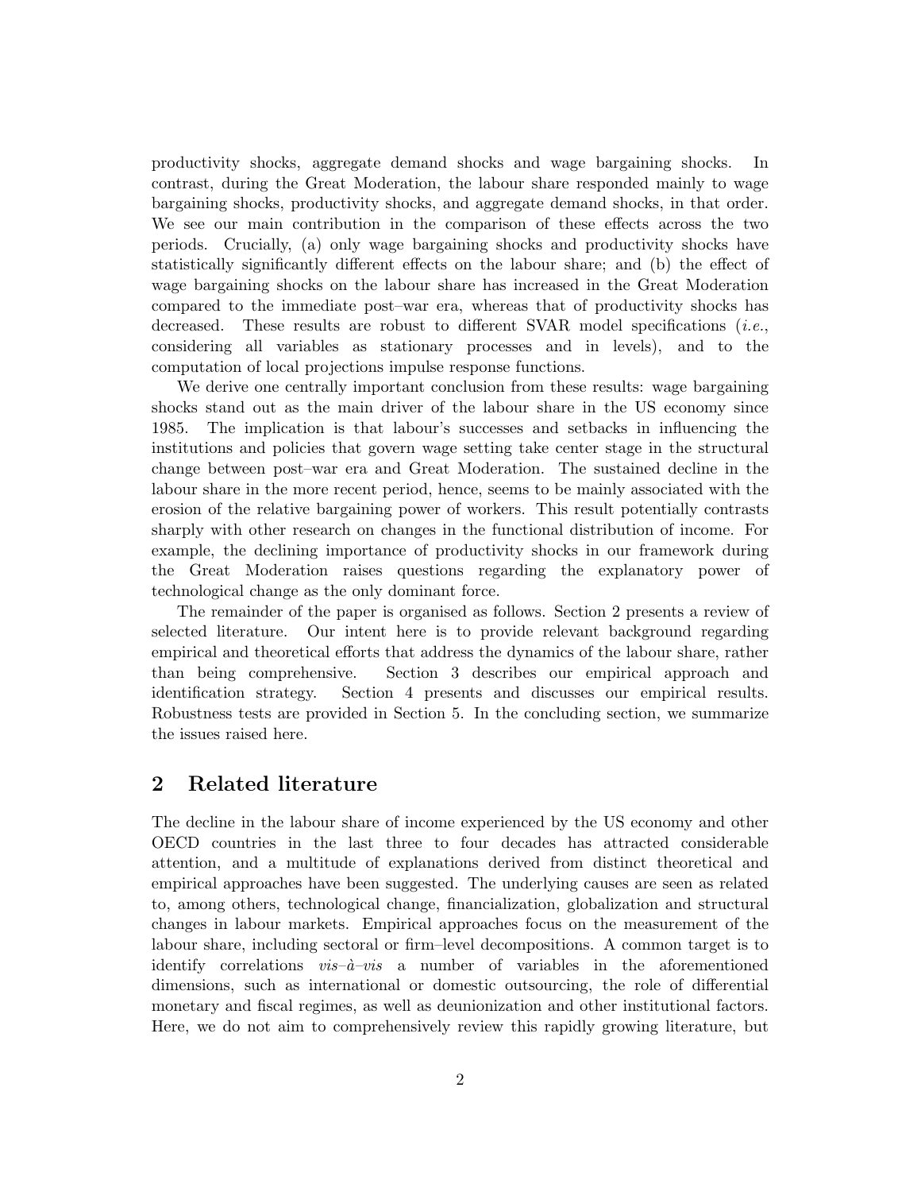productivity shocks, aggregate demand shocks and wage bargaining shocks. In contrast, during the Great Moderation, the labour share responded mainly to wage bargaining shocks, productivity shocks, and aggregate demand shocks, in that order. We see our main contribution in the comparison of these effects across the two periods. Crucially, (a) only wage bargaining shocks and productivity shocks have statistically significantly different effects on the labour share; and (b) the effect of wage bargaining shocks on the labour share has increased in the Great Moderation compared to the immediate post–war era, whereas that of productivity shocks has decreased. These results are robust to different SVAR model specifications (*i.e.*, considering all variables as stationary processes and in levels), and to the computation of local projections impulse response functions.

We derive one centrally important conclusion from these results: wage bargaining shocks stand out as the main driver of the labour share in the US economy since 1985. The implication is that labour's successes and setbacks in influencing the institutions and policies that govern wage setting take center stage in the structural change between post–war era and Great Moderation. The sustained decline in the labour share in the more recent period, hence, seems to be mainly associated with the erosion of the relative bargaining power of workers. This result potentially contrasts sharply with other research on changes in the functional distribution of income. For example, the declining importance of productivity shocks in our framework during the Great Moderation raises questions regarding the explanatory power of technological change as the only dominant force.

The remainder of the paper is organised as follows. Section 2 presents a review of selected literature. Our intent here is to provide relevant background regarding empirical and theoretical efforts that address the dynamics of the labour share, rather than being comprehensive. Section 3 describes our empirical approach and identification strategy. Section 4 presents and discusses our empirical results. Robustness tests are provided in Section 5. In the concluding section, we summarize the issues raised here.

## 2 Related literature

The decline in the labour share of income experienced by the US economy and other OECD countries in the last three to four decades has attracted considerable attention, and a multitude of explanations derived from distinct theoretical and empirical approaches have been suggested. The underlying causes are seen as related to, among others, technological change, financialization, globalization and structural changes in labour markets. Empirical approaches focus on the measurement of the labour share, including sectoral or firm–level decompositions. A common target is to identify correlations *vis–à–vis* a number of variables in the aforementioned dimensions, such as international or domestic outsourcing, the role of differential monetary and fiscal regimes, as well as deunionization and other institutional factors. Here, we do not aim to comprehensively review this rapidly growing literature, but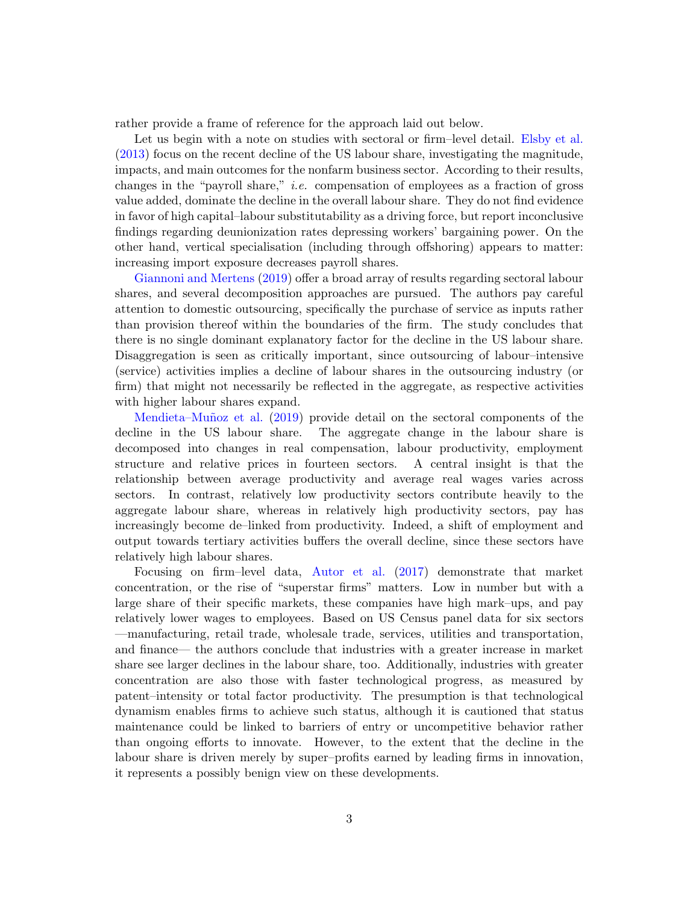rather provide a frame of reference for the approach laid out below.

Let us begin with a note on studies with sectoral or firm–level detail. Elsby et al. (2013) focus on the recent decline of the US labour share, investigating the magnitude, impacts, and main outcomes for the nonfarm business sector. According to their results, changes in the "payroll share," *i.e.* compensation of employees as a fraction of gross value added, dominate the decline in the overall labour share. They do not find evidence in favor of high capital–labour substitutability as a driving force, but report inconclusive findings regarding deunionization rates depressing workers' bargaining power. On the other hand, vertical specialisation (including through offshoring) appears to matter: increasing import exposure decreases payroll shares.

Giannoni and Mertens (2019) offer a broad array of results regarding sectoral labour shares, and several decomposition approaches are pursued. The authors pay careful attention to domestic outsourcing, specifically the purchase of service as inputs rather than provision thereof within the boundaries of the firm. The study concludes that there is no single dominant explanatory factor for the decline in the US labour share. Disaggregation is seen as critically important, since outsourcing of labour–intensive (service) activities implies a decline of labour shares in the outsourcing industry (or firm) that might not necessarily be reflected in the aggregate, as respective activities with higher labour shares expand.

Mendieta–Muñoz et al. (2019) provide detail on the sectoral components of the decline in the US labour share. The aggregate change in the labour share is decomposed into changes in real compensation, labour productivity, employment structure and relative prices in fourteen sectors. A central insight is that the relationship between average productivity and average real wages varies across sectors. In contrast, relatively low productivity sectors contribute heavily to the aggregate labour share, whereas in relatively high productivity sectors, pay has increasingly become de–linked from productivity. Indeed, a shift of employment and output towards tertiary activities buffers the overall decline, since these sectors have relatively high labour shares.

Focusing on firm–level data, Autor et al. (2017) demonstrate that market concentration, or the rise of "superstar firms" matters. Low in number but with a large share of their specific markets, these companies have high mark–ups, and pay relatively lower wages to employees. Based on US Census panel data for six sectors —manufacturing, retail trade, wholesale trade, services, utilities and transportation, and finance— the authors conclude that industries with a greater increase in market share see larger declines in the labour share, too. Additionally, industries with greater concentration are also those with faster technological progress, as measured by patent–intensity or total factor productivity. The presumption is that technological dynamism enables firms to achieve such status, although it is cautioned that status maintenance could be linked to barriers of entry or uncompetitive behavior rather than ongoing efforts to innovate. However, to the extent that the decline in the labour share is driven merely by super–profits earned by leading firms in innovation, it represents a possibly benign view on these developments.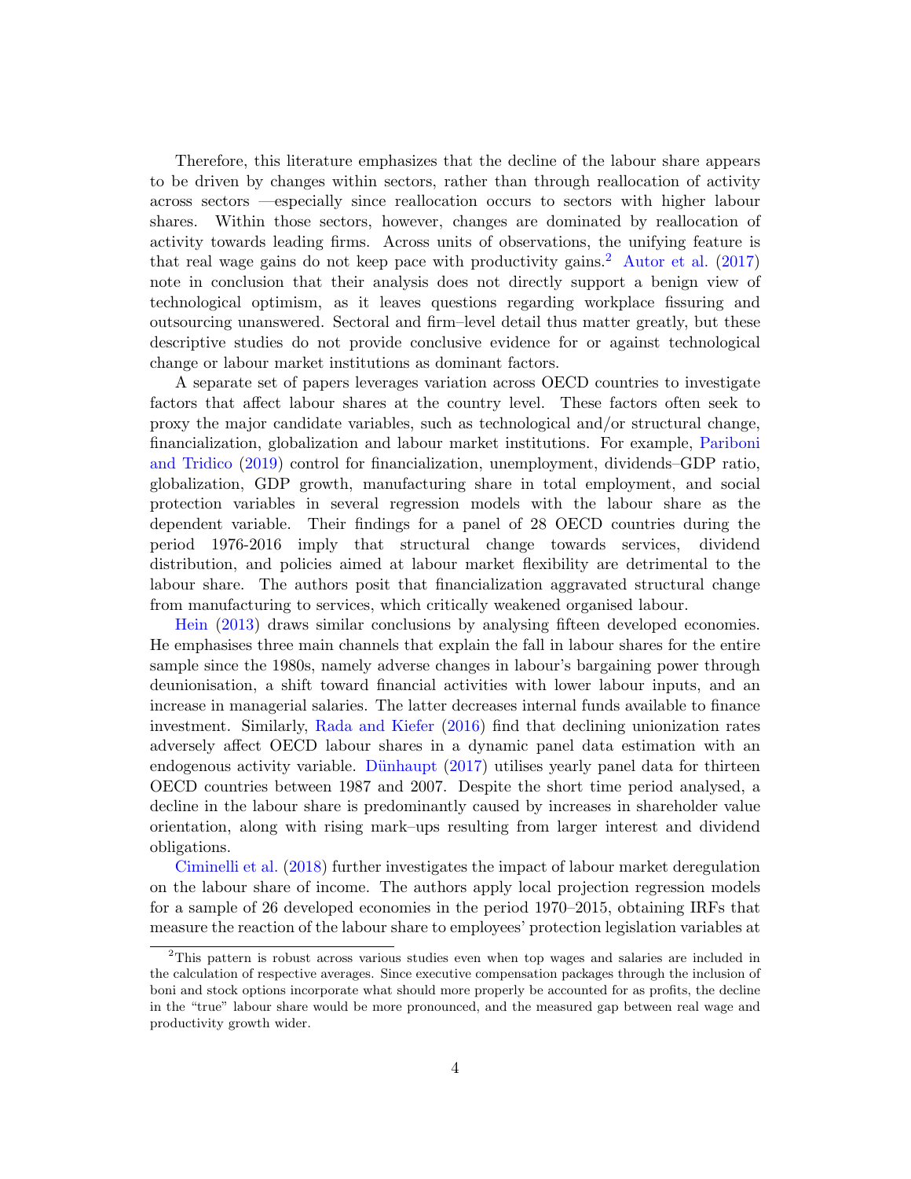Therefore, this literature emphasizes that the decline of the labour share appears to be driven by changes within sectors, rather than through reallocation of activity across sectors —especially since reallocation occurs to sectors with higher labour shares. Within those sectors, however, changes are dominated by reallocation of activity towards leading firms. Across units of observations, the unifying feature is that real wage gains do not keep pace with productivity gains.[2] Autor et al. (2017) note in conclusion that their analysis does not directly support a benign view of technological optimism, as it leaves questions regarding workplace fissuring and outsourcing unanswered. Sectoral and firm–level detail thus matter greatly, but these descriptive studies do not provide conclusive evidence for or against technological change or labour market institutions as dominant factors.

A separate set of papers leverages variation across OECD countries to investigate factors that affect labour shares at the country level. These factors often seek to proxy the major candidate variables, such as technological and/or structural change, financialization, globalization and labour market institutions. For example, Pariboni and Tridico (2019) control for financialization, unemployment, dividends–GDP ratio, globalization, GDP growth, manufacturing share in total employment, and social protection variables in several regression models with the labour share as the dependent variable. Their findings for a panel of 28 OECD countries during the period 1976-2016 imply that structural change towards services, dividend distribution, and policies aimed at labour market flexibility are detrimental to the labour share. The authors posit that financialization aggravated structural change from manufacturing to services, which critically weakened organised labour.

Hein (2013) draws similar conclusions by analysing fifteen developed economies. He emphasises three main channels that explain the fall in labour shares for the entire sample since the 1980s, namely adverse changes in labour's bargaining power through deunionisation, a shift toward financial activities with lower labour inputs, and an increase in managerial salaries. The latter decreases internal funds available to finance investment. Similarly, Rada and Kiefer (2016) find that declining unionization rates adversely affect OECD labour shares in a dynamic panel data estimation with an endogenous activity variable. Dünhaupt (2017) utilises yearly panel data for thirteen OECD countries between 1987 and 2007. Despite the short time period analysed, a decline in the labour share is predominantly caused by increases in shareholder value orientation, along with rising mark–ups resulting from larger interest and dividend obligations.

Ciminelli et al. (2018) further investigates the impact of labour market deregulation on the labour share of income. The authors apply local projection regression models for a sample of 26 developed economies in the period 1970–2015, obtaining IRFs that measure the reaction of the labour share to employees' protection legislation variables at

[2] This pattern is robust across various studies even when top wages and salaries are included in the calculation of respective averages. Since executive compensation packages through the inclusion of boni and stock options incorporate what should more properly be accounted for as profits, the decline in the "true" labour share would be more pronounced, and the measured gap between real wage and productivity growth wider.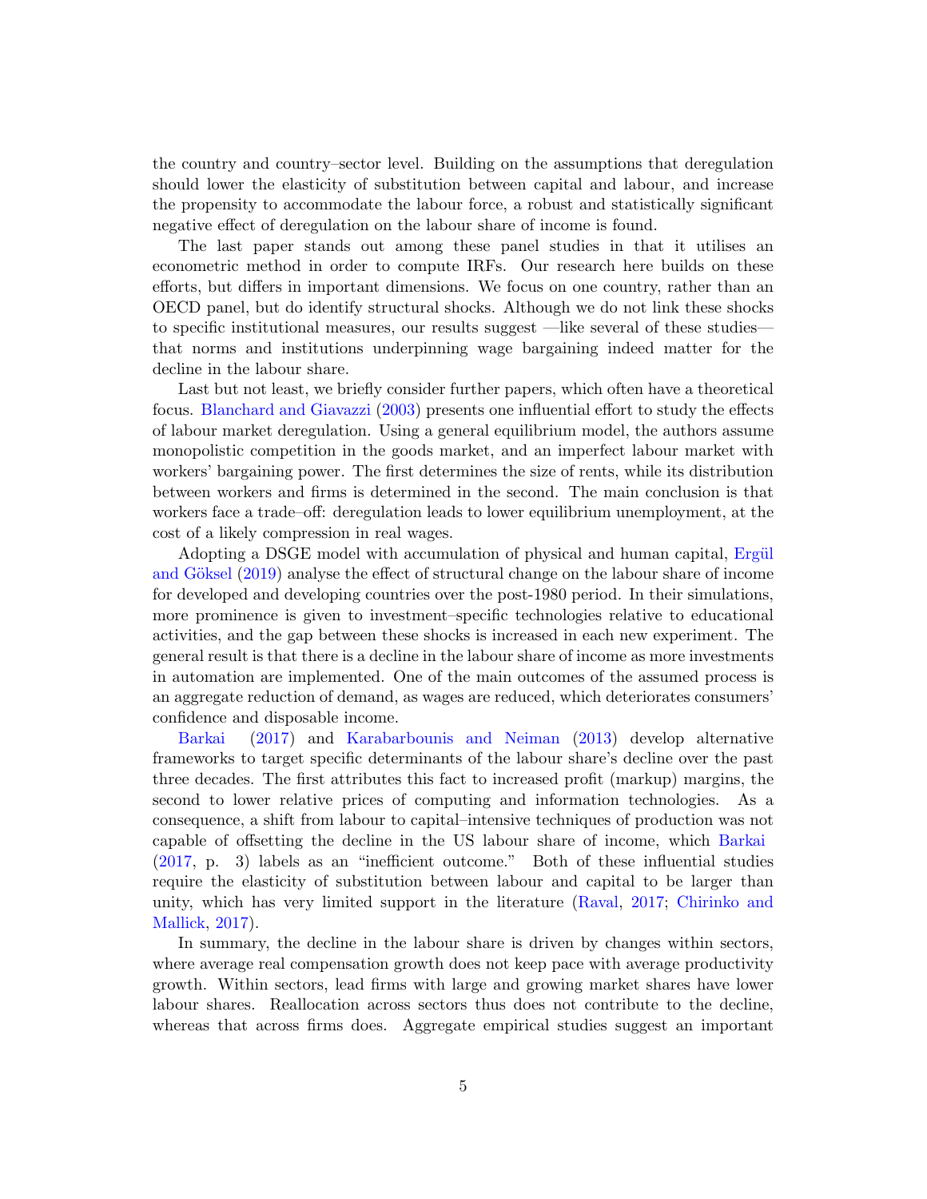the country and country–sector level. Building on the assumptions that deregulation should lower the elasticity of substitution between capital and labour, and increase the propensity to accommodate the labour force, a robust and statistically significant negative effect of deregulation on the labour share of income is found.

The last paper stands out among these panel studies in that it utilises an econometric method in order to compute IRFs. Our research here builds on these efforts, but differs in important dimensions. We focus on one country, rather than an OECD panel, but do identify structural shocks. Although we do not link these shocks to specific institutional measures, our results suggest —like several of these studies— that norms and institutions underpinning wage bargaining indeed matter for the decline in the labour share.

Last but not least, we briefly consider further papers, which often have a theoretical focus. Blanchard and Giavazzi (2003) presents one influential effort to study the effects of labour market deregulation. Using a general equilibrium model, the authors assume monopolistic competition in the goods market, and an imperfect labour market with workers' bargaining power. The first determines the size of rents, while its distribution between workers and firms is determined in the second. The main conclusion is that workers face a trade–off: deregulation leads to lower equilibrium unemployment, at the cost of a likely compression in real wages.

Adopting a DSGE model with accumulation of physical and human capital, Ergül and Göksel (2019) analyse the effect of structural change on the labour share of income for developed and developing countries over the post-1980 period. In their simulations, more prominence is given to investment–specific technologies relative to educational activities, and the gap between these shocks is increased in each new experiment. The general result is that there is a decline in the labour share of income as more investments in automation are implemented. One of the main outcomes of the assumed process is an aggregate reduction of demand, as wages are reduced, which deteriorates consumers' confidence and disposable income.

Barkai (2017) and Karabarbounis and Neiman (2013) develop alternative frameworks to target specific determinants of the labour share's decline over the past three decades. The first attributes this fact to increased profit (markup) margins, the second to lower relative prices of computing and information technologies. As a consequence, a shift from labour to capital–intensive techniques of production was not capable of offsetting the decline in the US labour share of income, which Barkai (2017, p. 3) labels as an "inefficient outcome." Both of these influential studies require the elasticity of substitution between labour and capital to be larger than unity, which has very limited support in the literature (Raval, 2017; Chirinko and Mallick, 2017).

In summary, the decline in the labour share is driven by changes within sectors, where average real compensation growth does not keep pace with average productivity growth. Within sectors, lead firms with large and growing market shares have lower labour shares. Reallocation across sectors thus does not contribute to the decline, whereas that across firms does. Aggregate empirical studies suggest an important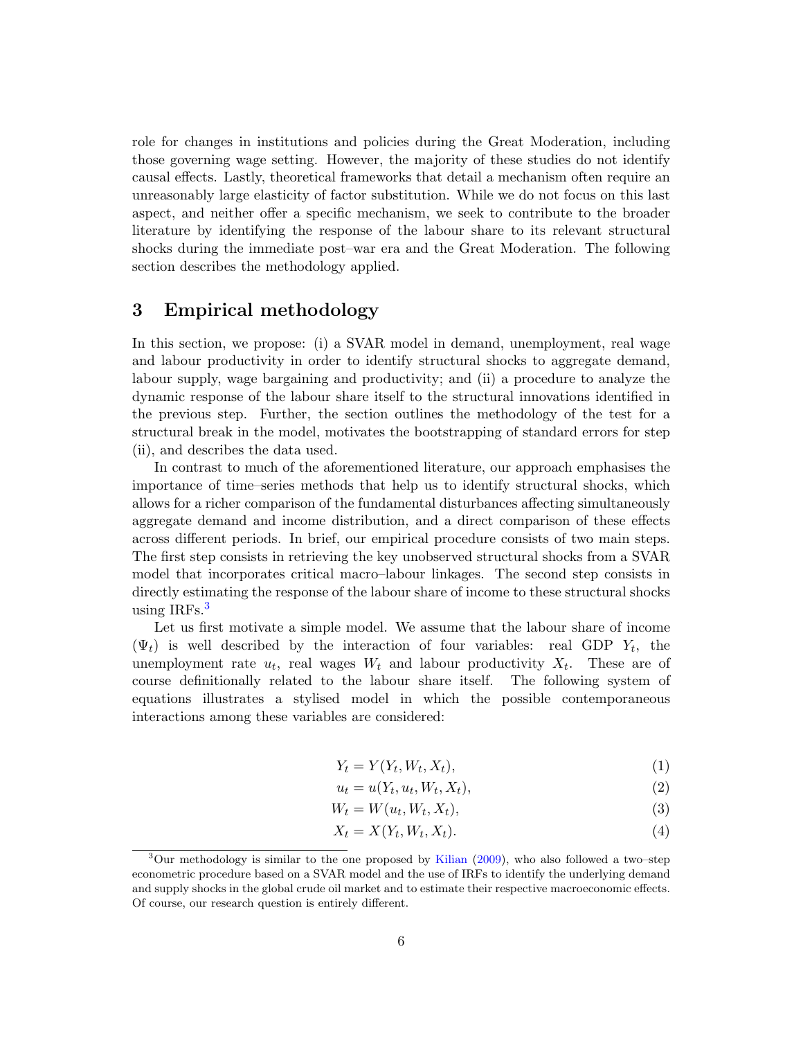role for changes in institutions and policies during the Great Moderation, including those governing wage setting. However, the majority of these studies do not identify causal effects. Lastly, theoretical frameworks that detail a mechanism often require an unreasonably large elasticity of factor substitution. While we do not focus on this last aspect, and neither offer a specific mechanism, we seek to contribute to the broader literature by identifying the response of the labour share to its relevant structural shocks during the immediate post–war era and the Great Moderation. The following section describes the methodology applied.

## 3 Empirical methodology

In this section, we propose: (i) a SVAR model in demand, unemployment, real wage and labour productivity in order to identify structural shocks to aggregate demand, labour supply, wage bargaining and productivity; and (ii) a procedure to analyze the dynamic response of the labour share itself to the structural innovations identified in the previous step. Further, the section outlines the methodology of the test for a structural break in the model, motivates the bootstrapping of standard errors for step (ii), and describes the data used.

In contrast to much of the aforementioned literature, our approach emphasises the importance of time–series methods that help us to identify structural shocks, which allows for a richer comparison of the fundamental disturbances affecting simultaneously aggregate demand and income distribution, and a direct comparison of these effects across different periods. In brief, our empirical procedure consists of two main steps. The first step consists in retrieving the key unobserved structural shocks from a SVAR model that incorporates critical macro–labour linkages. The second step consists in directly estimating the response of the labour share of income to these structural shocks using IRFs.[3]

Let us first motivate a simple model. We assume that the labour share of income ($\Psi_t$) is well described by the interaction of four variables: real GDP $Y_t$, the unemployment rate $u_t$, real wages $W_t$ and labour productivity $X_t$. These are of course definitionally related to the labour share itself. The following system of equations illustrates a stylised model in which the possible contemporaneous interactions among these variables are considered:

$$Y_t = Y(Y_t, W_t, X_t), \tag{1}$$

$$u_t = u(Y_t, u_t, W_t, X_t), \tag{2}$$

$$W_t = W(u_t, W_t, X_t), \tag{3}$$

$$X_t = X(Y_t, W_t, X_t). \tag{4}$$

[3] Our methodology is similar to the one proposed by Kilian (2009), who also followed a two–step econometric procedure based on a SVAR model and the use of IRFs to identify the underlying demand and supply shocks in the global crude oil market and to estimate their respective macroeconomic effects. Of course, our research question is entirely different.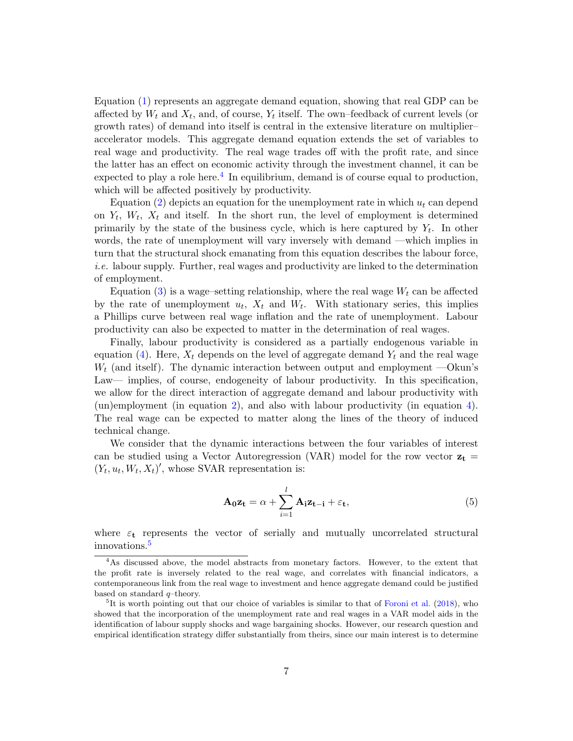Equation (1) represents an aggregate demand equation, showing that real GDP can be affected by $W_t$ and $X_t$, and, of course, $Y_t$ itself. The own–feedback of current levels (or growth rates) of demand into itself is central in the extensive literature on multiplier–accelerator models. This aggregate demand equation extends the set of variables to real wage and productivity. The real wage trades off with the profit rate, and since the latter has an effect on economic activity through the investment channel, it can be expected to play a role here.[4] In equilibrium, demand is of course equal to production, which will be affected positively by productivity.

Equation (2) depicts an equation for the unemployment rate in which $u_t$ can depend on $Y_t$, $W_t$, $X_t$ and itself. In the short run, the level of employment is determined primarily by the state of the business cycle, which is here captured by $Y_t$. In other words, the rate of unemployment will vary inversely with demand —which implies in turn that the structural shock emanating from this equation describes the labour force, *i.e.* labour supply. Further, real wages and productivity are linked to the determination of employment.

Equation (3) is a wage–setting relationship, where the real wage $W_t$ can be affected by the rate of unemployment $u_t$, $X_t$ and $W_t$. With stationary series, this implies a Phillips curve between real wage inflation and the rate of unemployment. Labour productivity can also be expected to matter in the determination of real wages.

Finally, labour productivity is considered as a partially endogenous variable in equation (4). Here, $X_t$ depends on the level of aggregate demand $Y_t$ and the real wage $W_t$ (and itself). The dynamic interaction between output and employment —Okun's Law— implies, of course, endogeneity of labour productivity. In this specification, we allow for the direct interaction of aggregate demand and labour productivity with (un)employment (in equation 2), and also with labour productivity (in equation 4). The real wage can be expected to matter along the lines of the theory of induced technical change.

We consider that the dynamic interactions between the four variables of interest can be studied using a Vector Autoregression (VAR) model for the row vector $\mathbf{z_t} = (Y_t, u_t, W_t, X_t)'$, whose SVAR representation is:

$$\mathbf{A_0 z_t} = \alpha + \sum_{i=1}^{l} \mathbf{A_i z_{t-i}} + \varepsilon_\mathbf{t}, \tag{5}$$

where $\varepsilon_\mathbf{t}$ represents the vector of serially and mutually uncorrelated structural innovations.[5]

[4] As discussed above, the model abstracts from monetary factors. However, to the extent that the profit rate is inversely related to the real wage, and correlates with financial indicators, a contemporaneous link from the real wage to investment and hence aggregate demand could be justified based on standard $q$–theory.

[5] It is worth pointing out that our choice of variables is similar to that of Foroni et al. (2018), who showed that the incorporation of the unemployment rate and real wages in a VAR model aids in the identification of labour supply shocks and wage bargaining shocks. However, our research question and empirical identification strategy differ substantially from theirs, since our main interest is to determine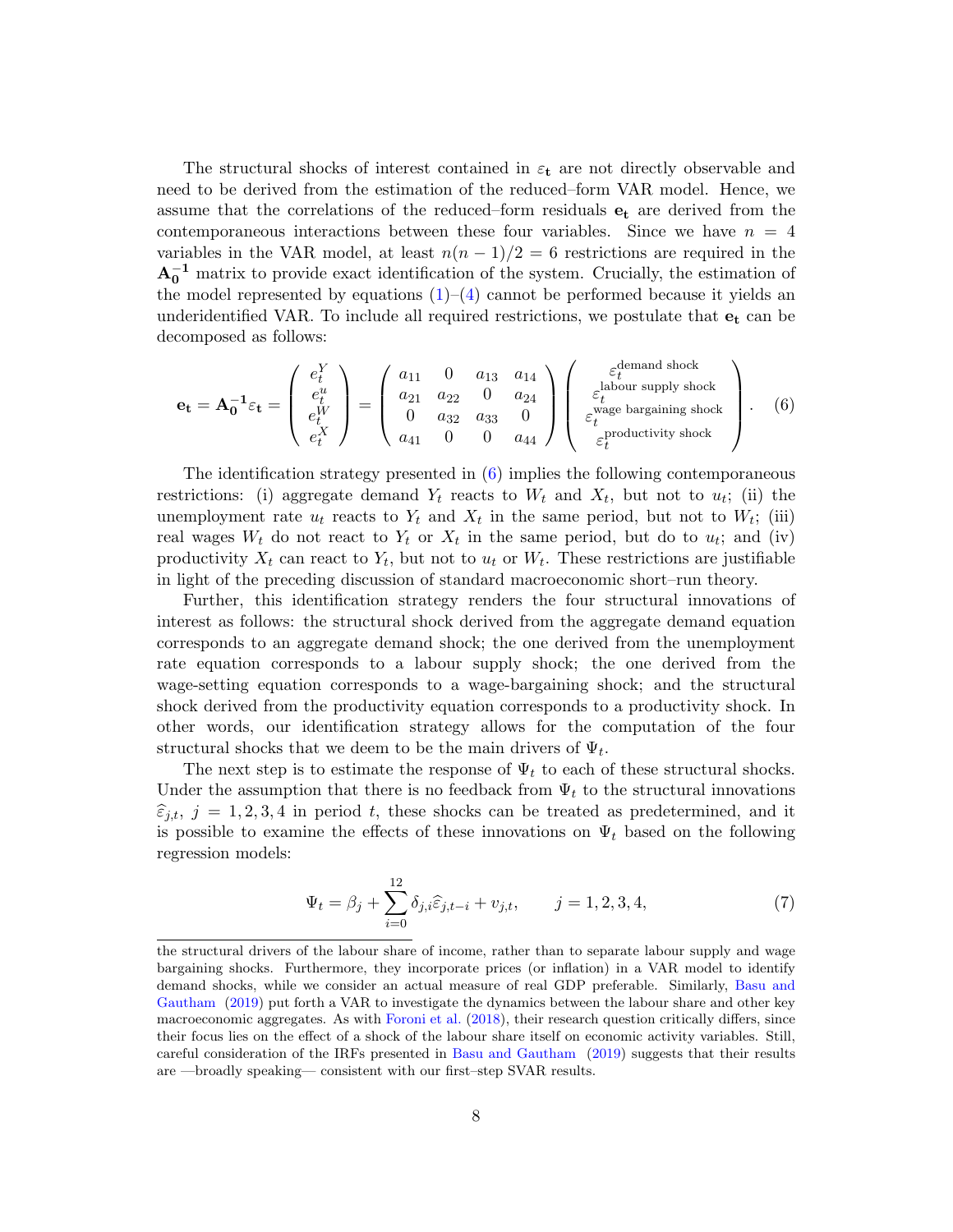The structural shocks of interest contained in $\varepsilon_{\mathbf{t}}$ are not directly observable and need to be derived from the estimation of the reduced–form VAR model. Hence, we assume that the correlations of the reduced–form residuals $\mathbf{e_t}$ are derived from the contemporaneous interactions between these four variables. Since we have $n = 4$ variables in the VAR model, at least $n(n-1)/2 = 6$ restrictions are required in the $\mathbf{A_0^{-1}}$ matrix to provide exact identification of the system. Crucially, the estimation of the model represented by equations (1)–(4) cannot be performed because it yields an underidentified VAR. To include all required restrictions, we postulate that $\mathbf{e_t}$ can be decomposed as follows:

$$\mathbf{e_t} = \mathbf{A_0^{-1}}\varepsilon_{\mathbf{t}} = \begin{pmatrix} e_t^Y \\ e_t^u \\ e_t^W \\ e_t^X \end{pmatrix} = \begin{pmatrix} a_{11} & 0 & a_{13} & a_{14} \\ a_{21} & a_{22} & 0 & a_{24} \\ 0 & a_{32} & a_{33} & 0 \\ a_{41} & 0 & 0 & a_{44} \end{pmatrix} \begin{pmatrix} \varepsilon_t^{\text{demand shock}} \\ \varepsilon_t^{\text{labour supply shock}} \\ \varepsilon_t^{\text{wage bargaining shock}} \\ \varepsilon_t^{\text{productivity shock}} \end{pmatrix}. \quad (6)$$

The identification strategy presented in (6) implies the following contemporaneous restrictions: (i) aggregate demand $Y_t$ reacts to $W_t$ and $X_t$, but not to $u_t$; (ii) the unemployment rate $u_t$ reacts to $Y_t$ and $X_t$ in the same period, but not to $W_t$; (iii) real wages $W_t$ do not react to $Y_t$ or $X_t$ in the same period, but do to $u_t$; and (iv) productivity $X_t$ can react to $Y_t$, but not to $u_t$ or $W_t$. These restrictions are justifiable in light of the preceding discussion of standard macroeconomic short–run theory.

Further, this identification strategy renders the four structural innovations of interest as follows: the structural shock derived from the aggregate demand equation corresponds to an aggregate demand shock; the one derived from the unemployment rate equation corresponds to a labour supply shock; the one derived from the wage-setting equation corresponds to a wage-bargaining shock; and the structural shock derived from the productivity equation corresponds to a productivity shock. In other words, our identification strategy allows for the computation of the four structural shocks that we deem to be the main drivers of $\Psi_t$.

The next step is to estimate the response of $\Psi_t$ to each of these structural shocks. Under the assumption that there is no feedback from $\Psi_t$ to the structural innovations $\widehat{\varepsilon}_{j,t}$, $j = 1, 2, 3, 4$ in period $t$, these shocks can be treated as predetermined, and it is possible to examine the effects of these innovations on $\Psi_t$ based on the following regression models:

$$\Psi_t = \beta_j + \sum_{i=0}^{12} \delta_{j,i}\widehat{\varepsilon}_{j,t-i} + v_{j,t}, \qquad j = 1, 2, 3, 4, \quad (7)$$

the structural drivers of the labour share of income, rather than to separate labour supply and wage bargaining shocks. Furthermore, they incorporate prices (or inflation) in a VAR model to identify demand shocks, while we consider an actual measure of real GDP preferable. Similarly, Basu and Gautham (2019) put forth a VAR to investigate the dynamics between the labour share and other key macroeconomic aggregates. As with Foroni et al. (2018), their research question critically differs, since their focus lies on the effect of a shock of the labour share itself on economic activity variables. Still, careful consideration of the IRFs presented in Basu and Gautham (2019) suggests that their results are —broadly speaking— consistent with our first–step SVAR results.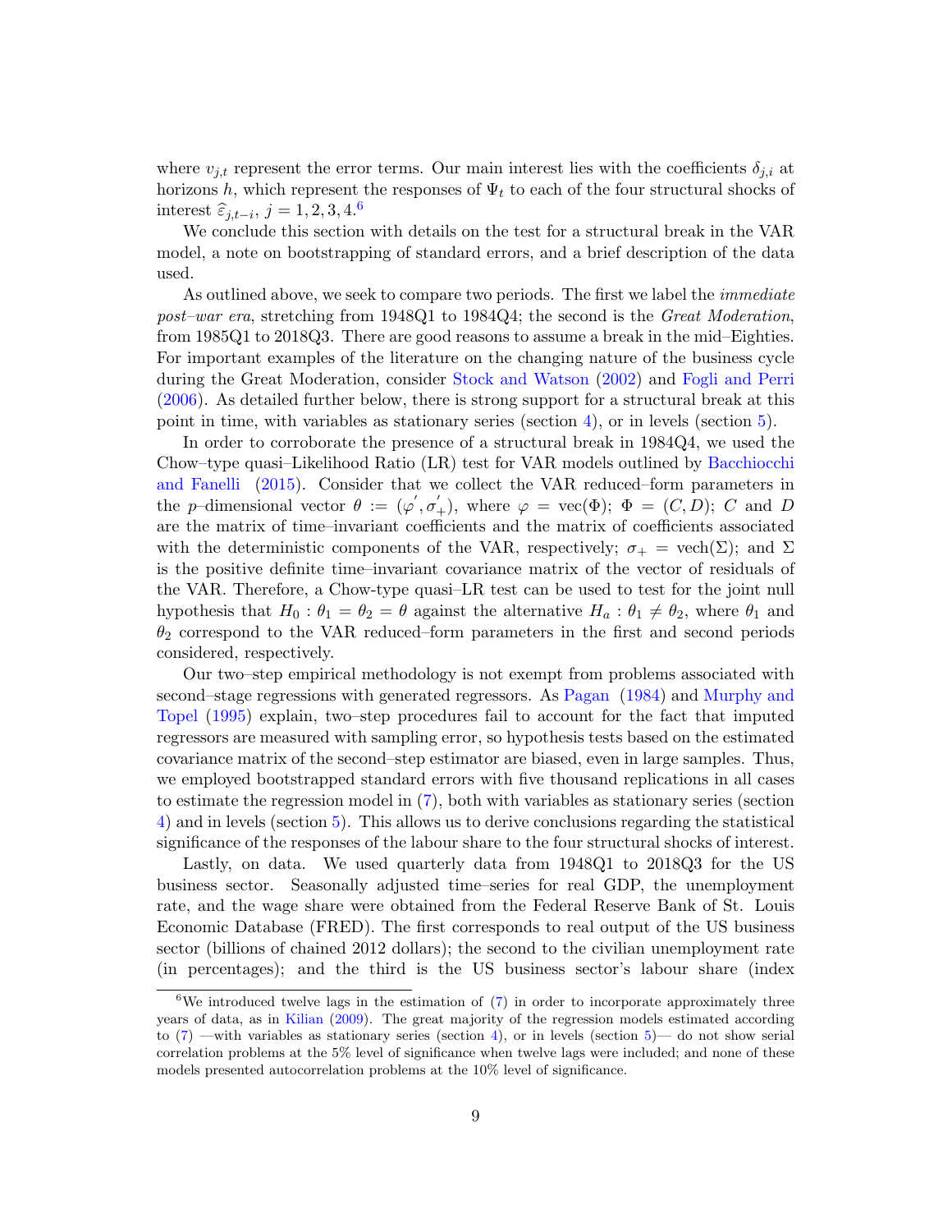where $v_{j,t}$ represent the error terms. Our main interest lies with the coefficients $\delta_{j,i}$ at horizons $h$, which represent the responses of $\Psi_t$ to each of the four structural shocks of interest $\widehat{\varepsilon}_{j,t-i}$, $j = 1, 2, 3, 4$.[6]

We conclude this section with details on the test for a structural break in the VAR model, a note on bootstrapping of standard errors, and a brief description of the data used.

As outlined above, we seek to compare two periods. The first we label the *immediate post–war era*, stretching from 1948Q1 to 1984Q4; the second is the *Great Moderation*, from 1985Q1 to 2018Q3. There are good reasons to assume a break in the mid–Eighties. For important examples of the literature on the changing nature of the business cycle during the Great Moderation, consider Stock and Watson (2002) and Fogli and Perri (2006). As detailed further below, there is strong support for a structural break at this point in time, with variables as stationary series (section 4), or in levels (section 5).

In order to corroborate the presence of a structural break in 1984Q4, we used the Chow–type quasi–Likelihood Ratio (LR) test for VAR models outlined by Bacchiocchi and Fanelli (2015). Consider that we collect the VAR reduced–form parameters in the $p$–dimensional vector $\theta := (\varphi', \sigma_+')$, where $\varphi = \text{vec}(\Phi)$; $\Phi = (C, D)$; $C$ and $D$ are the matrix of time–invariant coefficients and the matrix of coefficients associated with the deterministic components of the VAR, respectively; $\sigma_+ = \text{vech}(\Sigma)$; and $\Sigma$ is the positive definite time–invariant covariance matrix of the vector of residuals of the VAR. Therefore, a Chow-type quasi–LR test can be used to test for the joint null hypothesis that $H_0 : \theta_1 = \theta_2 = \theta$ against the alternative $H_a : \theta_1 \neq \theta_2$, where $\theta_1$ and $\theta_2$ correspond to the VAR reduced–form parameters in the first and second periods considered, respectively.

Our two–step empirical methodology is not exempt from problems associated with second–stage regressions with generated regressors. As Pagan (1984) and Murphy and Topel (1995) explain, two–step procedures fail to account for the fact that imputed regressors are measured with sampling error, so hypothesis tests based on the estimated covariance matrix of the second–step estimator are biased, even in large samples. Thus, we employed bootstrapped standard errors with five thousand replications in all cases to estimate the regression model in (7), both with variables as stationary series (section 4) and in levels (section 5). This allows us to derive conclusions regarding the statistical significance of the responses of the labour share to the four structural shocks of interest.

Lastly, on data. We used quarterly data from 1948Q1 to 2018Q3 for the US business sector. Seasonally adjusted time–series for real GDP, the unemployment rate, and the wage share were obtained from the Federal Reserve Bank of St. Louis Economic Database (FRED). The first corresponds to real output of the US business sector (billions of chained 2012 dollars); the second to the civilian unemployment rate (in percentages); and the third is the US business sector's labour share (index

[6] We introduced twelve lags in the estimation of (7) in order to incorporate approximately three years of data, as in Kilian (2009). The great majority of the regression models estimated according to (7) —with variables as stationary series (section 4), or in levels (section 5)— do not show serial correlation problems at the 5% level of significance when twelve lags were included; and none of these models presented autocorrelation problems at the 10% level of significance.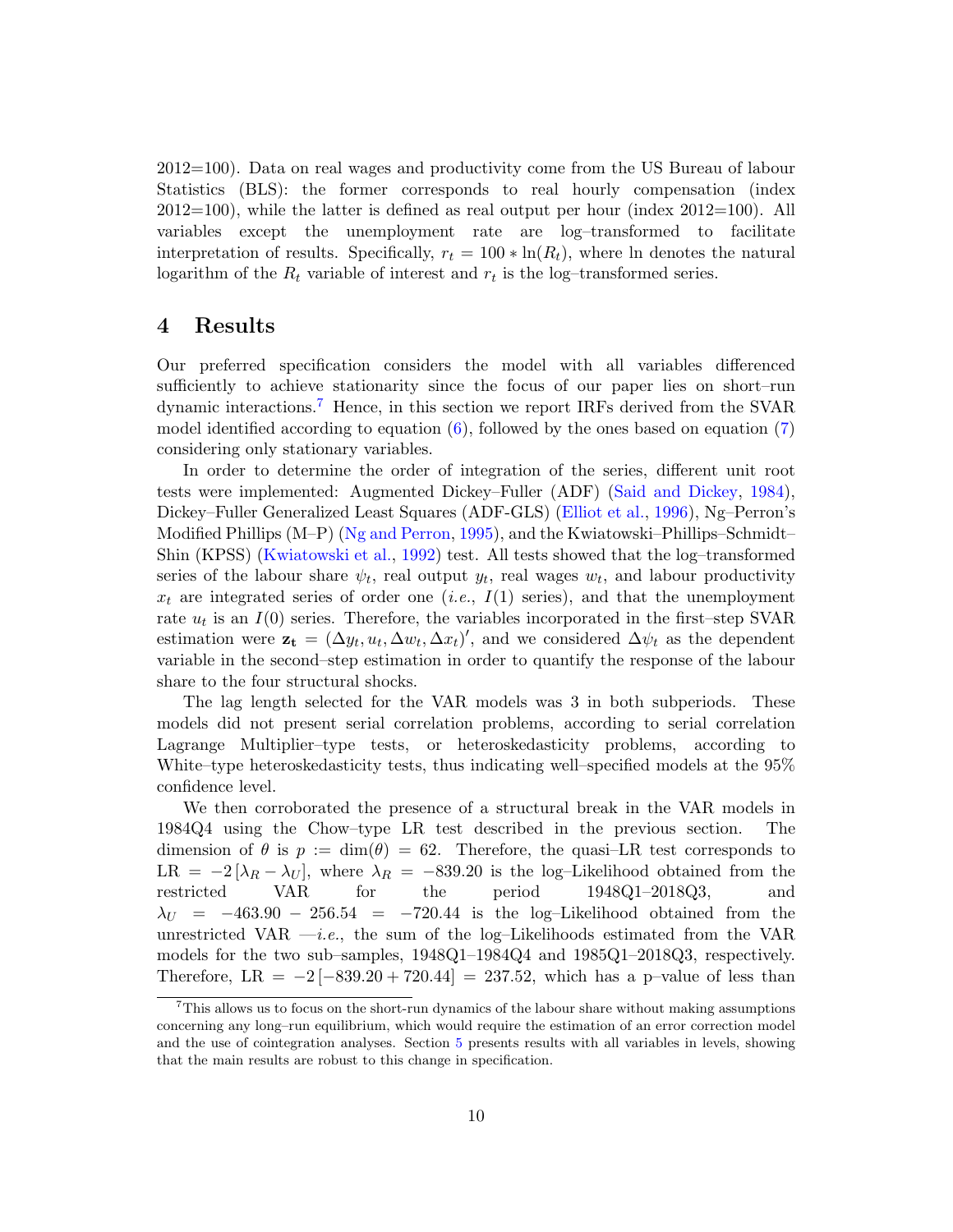2012=100). Data on real wages and productivity come from the US Bureau of labour Statistics (BLS): the former corresponds to real hourly compensation (index 2012=100), while the latter is defined as real output per hour (index 2012=100). All variables except the unemployment rate are log–transformed to facilitate interpretation of results. Specifically, $r_t = 100 * \ln(R_t)$, where ln denotes the natural logarithm of the $R_t$ variable of interest and $r_t$ is the log–transformed series.

## 4 Results

Our preferred specification considers the model with all variables differenced sufficiently to achieve stationarity since the focus of our paper lies on short–run dynamic interactions.[7] Hence, in this section we report IRFs derived from the SVAR model identified according to equation (6), followed by the ones based on equation (7) considering only stationary variables.

In order to determine the order of integration of the series, different unit root tests were implemented: Augmented Dickey–Fuller (ADF) (Said and Dickey, 1984), Dickey–Fuller Generalized Least Squares (ADF-GLS) (Elliot et al., 1996), Ng–Perron's Modified Phillips (M–P) (Ng and Perron, 1995), and the Kwiatowski–Phillips–Schmidt–Shin (KPSS) (Kwiatowski et al., 1992) test. All tests showed that the log–transformed series of the labour share $\psi_t$, real output $y_t$, real wages $w_t$, and labour productivity $x_t$ are integrated series of order one (*i.e.*, $I(1)$ series), and that the unemployment rate $u_t$ is an $I(0)$ series. Therefore, the variables incorporated in the first–step SVAR estimation were $\mathbf{z_t} = (\Delta y_t, u_t, \Delta w_t, \Delta x_t)'$, and we considered $\Delta\psi_t$ as the dependent variable in the second–step estimation in order to quantify the response of the labour share to the four structural shocks.

The lag length selected for the VAR models was 3 in both subperiods. These models did not present serial correlation problems, according to serial correlation Lagrange Multiplier–type tests, or heteroskedasticity problems, according to White–type heteroskedasticity tests, thus indicating well–specified models at the 95% confidence level.

We then corroborated the presence of a structural break in the VAR models in 1984Q4 using the Chow–type LR test described in the previous section. The dimension of $\theta$ is $p := \dim(\theta) = 62$. Therefore, the quasi–LR test corresponds to $\text{LR} = -2\left[\lambda_R - \lambda_U\right]$, where $\lambda_R = -839.20$ is the log–Likelihood obtained from the restricted VAR for the period 1948Q1–2018Q3, and $\lambda_U = -463.90 - 256.54 = -720.44$ is the log–Likelihood obtained from the unrestricted VAR —*i.e.*, the sum of the log–Likelihoods estimated from the VAR models for the two sub–samples, 1948Q1–1984Q4 and 1985Q1–2018Q3, respectively. Therefore, $\text{LR} = -2\left[-839.20 + 720.44\right] = 237.52$, which has a p–value of less than

[7] This allows us to focus on the short–run dynamics of the labour share without making assumptions concerning any long–run equilibrium, which would require the estimation of an error correction model and the use of cointegration analyses. Section 5 presents results with all variables in levels, showing that the main results are robust to this change in specification.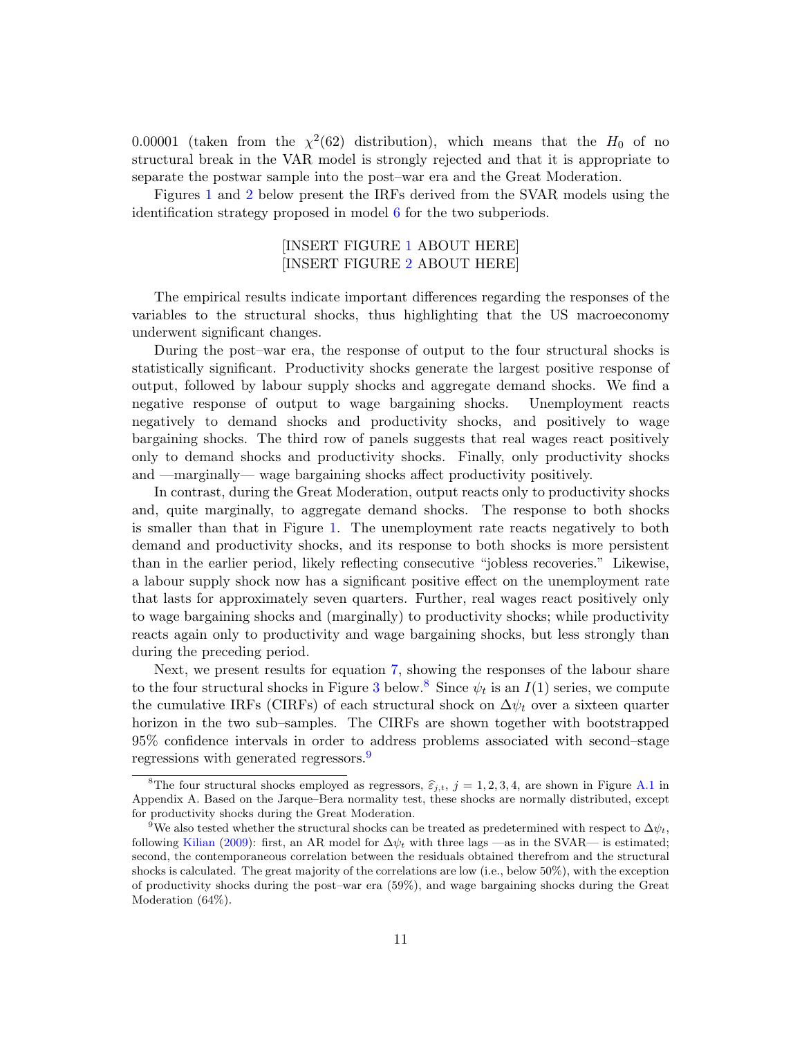0.00001 (taken from the $\chi^2(62)$ distribution), which means that the $H_0$ of no structural break in the VAR model is strongly rejected and that it is appropriate to separate the postwar sample into the post–war era and the Great Moderation.

Figures 1 and 2 below present the IRFs derived from the SVAR models using the identification strategy proposed in model 6 for the two subperiods.

[INSERT FIGURE 1 ABOUT HERE]
[INSERT FIGURE 2 ABOUT HERE]

The empirical results indicate important differences regarding the responses of the variables to the structural shocks, thus highlighting that the US macroeconomy underwent significant changes.

During the post–war era, the response of output to the four structural shocks is statistically significant. Productivity shocks generate the largest positive response of output, followed by labour supply shocks and aggregate demand shocks. We find a negative response of output to wage bargaining shocks. Unemployment reacts negatively to demand shocks and productivity shocks, and positively to wage bargaining shocks. The third row of panels suggests that real wages react positively only to demand shocks and productivity shocks. Finally, only productivity shocks and —marginally— wage bargaining shocks affect productivity positively.

In contrast, during the Great Moderation, output reacts only to productivity shocks and, quite marginally, to aggregate demand shocks. The response to both shocks is smaller than that in Figure 1. The unemployment rate reacts negatively to both demand and productivity shocks, and its response to both shocks is more persistent than in the earlier period, likely reflecting consecutive "jobless recoveries." Likewise, a labour supply shock now has a significant positive effect on the unemployment rate that lasts for approximately seven quarters. Further, real wages react positively only to wage bargaining shocks and (marginally) to productivity shocks; while productivity reacts again only to productivity and wage bargaining shocks, but less strongly than during the preceding period.

Next, we present results for equation 7, showing the responses of the labour share to the four structural shocks in Figure 3 below.[8] Since $\psi_t$ is an $I(1)$ series, we compute the cumulative IRFs (CIRFs) of each structural shock on $\Delta\psi_t$ over a sixteen quarter horizon in the two sub–samples. The CIRFs are shown together with bootstrapped 95% confidence intervals in order to address problems associated with second–stage regressions with generated regressors.[9]

---

[8] The four structural shocks employed as regressors, $\widehat{\varepsilon}_{j,t}$, $j = 1, 2, 3, 4$, are shown in Figure A.1 in Appendix A. Based on the Jarque–Bera normality test, these shocks are normally distributed, except for productivity shocks during the Great Moderation.

[9] We also tested whether the structural shocks can be treated as predetermined with respect to $\Delta\psi_t$, following Kilian (2009): first, an AR model for $\Delta\psi_t$ with three lags —as in the SVAR— is estimated; second, the contemporaneous correlation between the residuals obtained therefrom and the structural shocks is calculated. The great majority of the correlations are low (i.e., below 50%), with the exception of productivity shocks during the post–war era (59%), and wage bargaining shocks during the Great Moderation (64%).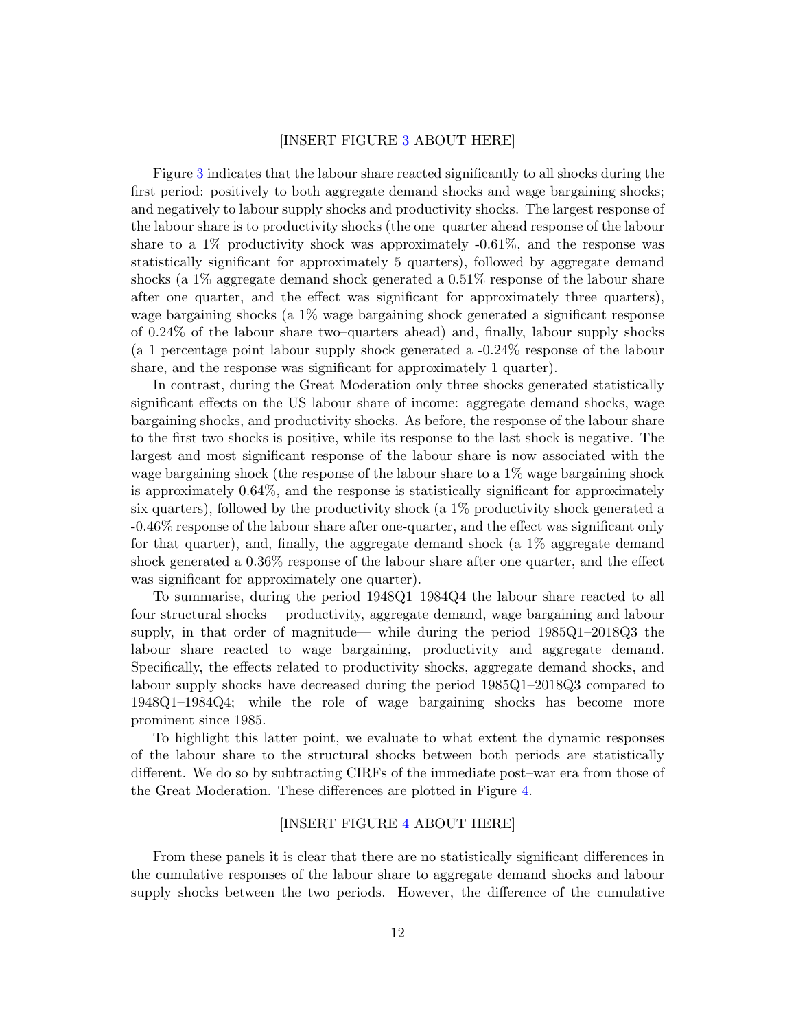[INSERT FIGURE 3 ABOUT HERE]

Figure 3 indicates that the labour share reacted significantly to all shocks during the first period: positively to both aggregate demand shocks and wage bargaining shocks; and negatively to labour supply shocks and productivity shocks. The largest response of the labour share is to productivity shocks (the one–quarter ahead response of the labour share to a 1% productivity shock was approximately -0.61%, and the response was statistically significant for approximately 5 quarters), followed by aggregate demand shocks (a 1% aggregate demand shock generated a 0.51% response of the labour share after one quarter, and the effect was significant for approximately three quarters), wage bargaining shocks (a 1% wage bargaining shock generated a significant response of 0.24% of the labour share two–quarters ahead) and, finally, labour supply shocks (a 1 percentage point labour supply shock generated a -0.24% response of the labour share, and the response was significant for approximately 1 quarter).

In contrast, during the Great Moderation only three shocks generated statistically significant effects on the US labour share of income: aggregate demand shocks, wage bargaining shocks, and productivity shocks. As before, the response of the labour share to the first two shocks is positive, while its response to the last shock is negative. The largest and most significant response of the labour share is now associated with the wage bargaining shock (the response of the labour share to a 1% wage bargaining shock is approximately 0.64%, and the response is statistically significant for approximately six quarters), followed by the productivity shock (a 1% productivity shock generated a -0.46% response of the labour share after one-quarter, and the effect was significant only for that quarter), and, finally, the aggregate demand shock (a 1% aggregate demand shock generated a 0.36% response of the labour share after one quarter, and the effect was significant for approximately one quarter).

To summarise, during the period 1948Q1–1984Q4 the labour share reacted to all four structural shocks —productivity, aggregate demand, wage bargaining and labour supply, in that order of magnitude— while during the period 1985Q1–2018Q3 the labour share reacted to wage bargaining, productivity and aggregate demand. Specifically, the effects related to productivity shocks, aggregate demand shocks, and labour supply shocks have decreased during the period 1985Q1–2018Q3 compared to 1948Q1–1984Q4; while the role of wage bargaining shocks has become more prominent since 1985.

To highlight this latter point, we evaluate to what extent the dynamic responses of the labour share to the structural shocks between both periods are statistically different. We do so by subtracting CIRFs of the immediate post–war era from those of the Great Moderation. These differences are plotted in Figure 4.

[INSERT FIGURE 4 ABOUT HERE]

From these panels it is clear that there are no statistically significant differences in the cumulative responses of the labour share to aggregate demand shocks and labour supply shocks between the two periods. However, the difference of the cumulative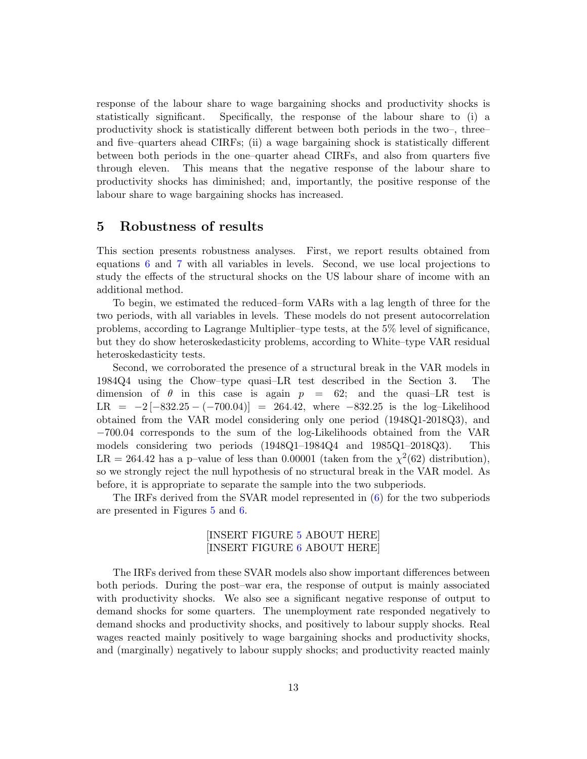response of the labour share to wage bargaining shocks and productivity shocks is statistically significant. Specifically, the response of the labour share to (i) a productivity shock is statistically different between both periods in the two–, three– and five–quarters ahead CIRFs; (ii) a wage bargaining shock is statistically different between both periods in the one–quarter ahead CIRFs, and also from quarters five through eleven. This means that the negative response of the labour share to productivity shocks has diminished; and, importantly, the positive response of the labour share to wage bargaining shocks has increased.

# 5 Robustness of results

This section presents robustness analyses. First, we report results obtained from equations 6 and 7 with all variables in levels. Second, we use local projections to study the effects of the structural shocks on the US labour share of income with an additional method.

To begin, we estimated the reduced–form VARs with a lag length of three for the two periods, with all variables in levels. These models do not present autocorrelation problems, according to Lagrange Multiplier–type tests, at the 5% level of significance, but they do show heteroskedasticity problems, according to White–type VAR residual heteroskedasticity tests.

Second, we corroborated the presence of a structural break in the VAR models in 1984Q4 using the Chow–type quasi–LR test described in the Section 3. The dimension of $\theta$ in this case is again $p = 62$; and the quasi–LR test is $\text{LR} = -2\left[-832.25 - (-700.04)\right] = 264.42$, where $-832.25$ is the log–Likelihood obtained from the VAR model considering only one period (1948Q1-2018Q3), and $-700.04$ corresponds to the sum of the log-Likelihoods obtained from the VAR models considering two periods (1948Q1–1984Q4 and 1985Q1–2018Q3). This $\text{LR} = 264.42$ has a p–value of less than 0.00001 (taken from the $\chi^2(62)$ distribution), so we strongly reject the null hypothesis of no structural break in the VAR model. As before, it is appropriate to separate the sample into the two subperiods.

The IRFs derived from the SVAR model represented in (6) for the two subperiods are presented in Figures 5 and 6.

[INSERT FIGURE 5 ABOUT HERE]
[INSERT FIGURE 6 ABOUT HERE]

The IRFs derived from these SVAR models also show important differences between both periods. During the post–war era, the response of output is mainly associated with productivity shocks. We also see a significant negative response of output to demand shocks for some quarters. The unemployment rate responded negatively to demand shocks and productivity shocks, and positively to labour supply shocks. Real wages reacted mainly positively to wage bargaining shocks and productivity shocks, and (marginally) negatively to labour supply shocks; and productivity reacted mainly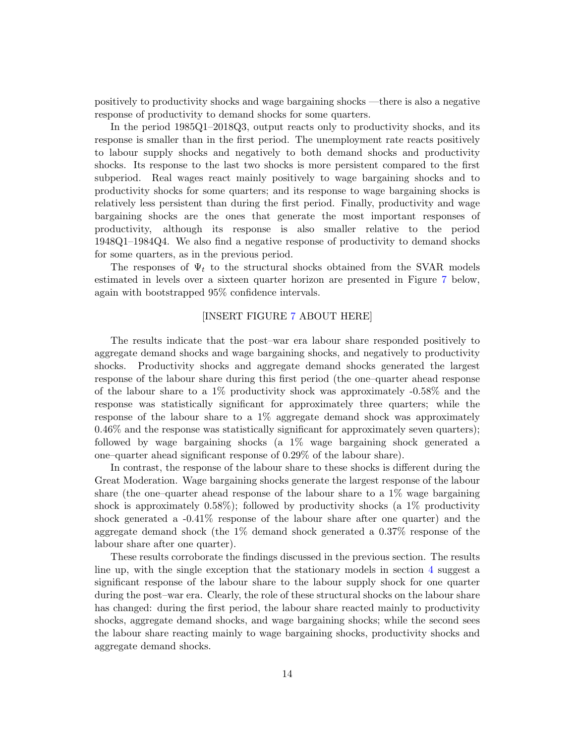positively to productivity shocks and wage bargaining shocks —there is also a negative response of productivity to demand shocks for some quarters.

In the period 1985Q1–2018Q3, output reacts only to productivity shocks, and its response is smaller than in the first period. The unemployment rate reacts positively to labour supply shocks and negatively to both demand shocks and productivity shocks. Its response to the last two shocks is more persistent compared to the first subperiod. Real wages react mainly positively to wage bargaining shocks and to productivity shocks for some quarters; and its response to wage bargaining shocks is relatively less persistent than during the first period. Finally, productivity and wage bargaining shocks are the ones that generate the most important responses of productivity, although its response is also smaller relative to the period 1948Q1–1984Q4. We also find a negative response of productivity to demand shocks for some quarters, as in the previous period.

The responses of $\Psi_t$ to the structural shocks obtained from the SVAR models estimated in levels over a sixteen quarter horizon are presented in Figure 7 below, again with bootstrapped 95% confidence intervals.

[INSERT FIGURE 7 ABOUT HERE]

The results indicate that the post–war era labour share responded positively to aggregate demand shocks and wage bargaining shocks, and negatively to productivity shocks. Productivity shocks and aggregate demand shocks generated the largest response of the labour share during this first period (the one–quarter ahead response of the labour share to a 1% productivity shock was approximately -0.58% and the response was statistically significant for approximately three quarters; while the response of the labour share to a 1% aggregate demand shock was approximately 0.46% and the response was statistically significant for approximately seven quarters); followed by wage bargaining shocks (a 1% wage bargaining shock generated a one–quarter ahead significant response of 0.29% of the labour share).

In contrast, the response of the labour share to these shocks is different during the Great Moderation. Wage bargaining shocks generate the largest response of the labour share (the one–quarter ahead response of the labour share to a 1% wage bargaining shock is approximately 0.58%); followed by productivity shocks (a 1% productivity shock generated a -0.41% response of the labour share after one quarter) and the aggregate demand shock (the 1% demand shock generated a 0.37% response of the labour share after one quarter).

These results corroborate the findings discussed in the previous section. The results line up, with the single exception that the stationary models in section 4 suggest a significant response of the labour share to the labour supply shock for one quarter during the post–war era. Clearly, the role of these structural shocks on the labour share has changed: during the first period, the labour share reacted mainly to productivity shocks, aggregate demand shocks, and wage bargaining shocks; while the second sees the labour share reacting mainly to wage bargaining shocks, productivity shocks and aggregate demand shocks.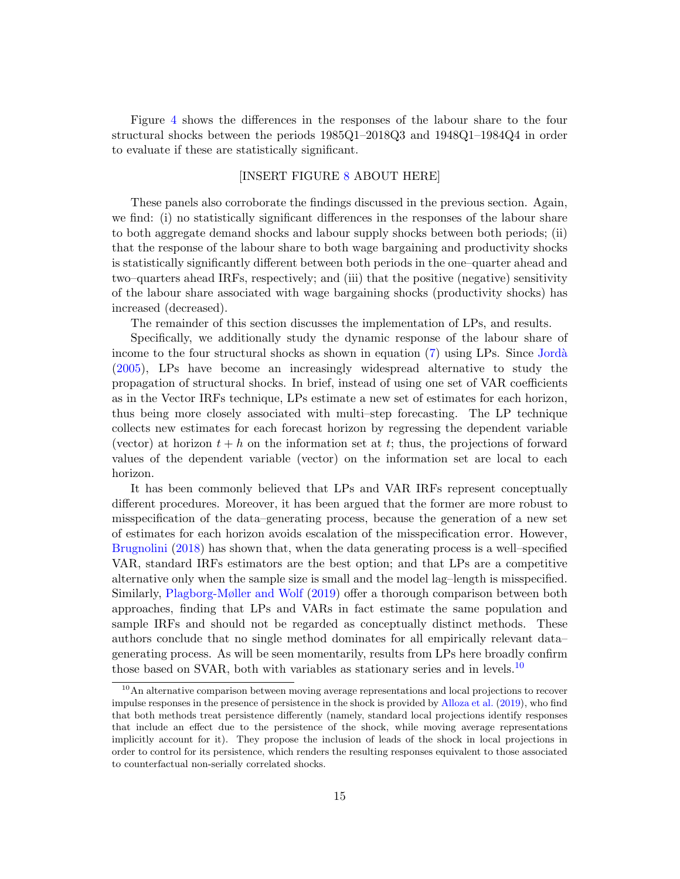Figure 4 shows the differences in the responses of the labour share to the four structural shocks between the periods 1985Q1–2018Q3 and 1948Q1–1984Q4 in order to evaluate if these are statistically significant.

[INSERT FIGURE 8 ABOUT HERE]

These panels also corroborate the findings discussed in the previous section. Again, we find: (i) no statistically significant differences in the responses of the labour share to both aggregate demand shocks and labour supply shocks between both periods; (ii) that the response of the labour share to both wage bargaining and productivity shocks is statistically significantly different between both periods in the one–quarter ahead and two–quarters ahead IRFs, respectively; and (iii) that the positive (negative) sensitivity of the labour share associated with wage bargaining shocks (productivity shocks) has increased (decreased).

The remainder of this section discusses the implementation of LPs, and results.

Specifically, we additionally study the dynamic response of the labour share of income to the four structural shocks as shown in equation (7) using LPs. Since Jordà (2005), LPs have become an increasingly widespread alternative to study the propagation of structural shocks. In brief, instead of using one set of VAR coefficients as in the Vector IRFs technique, LPs estimate a new set of estimates for each horizon, thus being more closely associated with multi–step forecasting. The LP technique collects new estimates for each forecast horizon by regressing the dependent variable (vector) at horizon $t + h$ on the information set at $t$; thus, the projections of forward values of the dependent variable (vector) on the information set are local to each horizon.

It has been commonly believed that LPs and VAR IRFs represent conceptually different procedures. Moreover, it has been argued that the former are more robust to misspecification of the data–generating process, because the generation of a new set of estimates for each horizon avoids escalation of the misspecification error. However, Brugnolini (2018) has shown that, when the data generating process is a well–specified VAR, standard IRFs estimators are the best option; and that LPs are a competitive alternative only when the sample size is small and the model lag–length is misspecified. Similarly, Plagborg-Møller and Wolf (2019) offer a thorough comparison between both approaches, finding that LPs and VARs in fact estimate the same population and sample IRFs and should not be regarded as conceptually distinct methods. These authors conclude that no single method dominates for all empirically relevant data–generating process. As will be seen momentarily, results from LPs here broadly confirm those based on SVAR, both with variables as stationary series and in levels.[10]

[10] An alternative comparison between moving average representations and local projections to recover impulse responses in the presence of persistence in the shock is provided by Alloza et al. (2019), who find that both methods treat persistence differently (namely, standard local projections identify responses that include an effect due to the persistence of the shock, while moving average representations implicitly account for it). They propose the inclusion of leads of the shock in local projections in order to control for its persistence, which renders the resulting responses equivalent to those associated to counterfactual non-serially correlated shocks.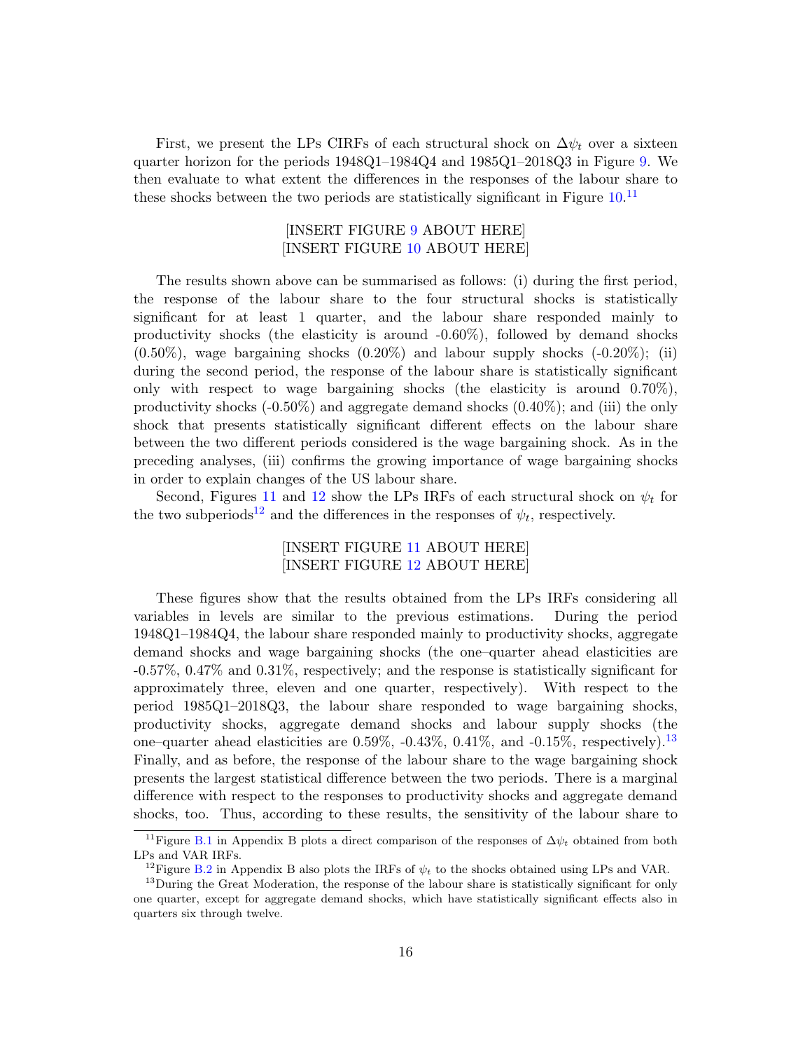First, we present the LPs CIRFs of each structural shock on $\Delta\psi_t$ over a sixteen quarter horizon for the periods 1948Q1–1984Q4 and 1985Q1–2018Q3 in Figure 9. We then evaluate to what extent the differences in the responses of the labour share to these shocks between the two periods are statistically significant in Figure 10.[11]

[INSERT FIGURE 9 ABOUT HERE]
[INSERT FIGURE 10 ABOUT HERE]

The results shown above can be summarised as follows: (i) during the first period, the response of the labour share to the four structural shocks is statistically significant for at least 1 quarter, and the labour share responded mainly to productivity shocks (the elasticity is around -0.60%), followed by demand shocks (0.50%), wage bargaining shocks (0.20%) and labour supply shocks (-0.20%); (ii) during the second period, the response of the labour share is statistically significant only with respect to wage bargaining shocks (the elasticity is around 0.70%), productivity shocks (-0.50%) and aggregate demand shocks (0.40%); and (iii) the only shock that presents statistically significant different effects on the labour share between the two different periods considered is the wage bargaining shock. As in the preceding analyses, (iii) confirms the growing importance of wage bargaining shocks in order to explain changes of the US labour share.

Second, Figures 11 and 12 show the LPs IRFs of each structural shock on $\psi_t$ for the two subperiods[12] and the differences in the responses of $\psi_t$, respectively.

[INSERT FIGURE 11 ABOUT HERE]
[INSERT FIGURE 12 ABOUT HERE]

These figures show that the results obtained from the LPs IRFs considering all variables in levels are similar to the previous estimations. During the period 1948Q1–1984Q4, the labour share responded mainly to productivity shocks, aggregate demand shocks and wage bargaining shocks (the one–quarter ahead elasticities are -0.57%, 0.47% and 0.31%, respectively; and the response is statistically significant for approximately three, eleven and one quarter, respectively). With respect to the period 1985Q1–2018Q3, the labour share responded to wage bargaining shocks, productivity shocks, aggregate demand shocks and labour supply shocks (the one–quarter ahead elasticities are 0.59%, -0.43%, 0.41%, and -0.15%, respectively).[13] Finally, and as before, the response of the labour share to the wage bargaining shock presents the largest statistical difference between the two periods. There is a marginal difference with respect to the responses to productivity shocks and aggregate demand shocks, too. Thus, according to these results, the sensitivity of the labour share to

[11] Figure B.1 in Appendix B plots a direct comparison of the responses of $\Delta\psi_t$ obtained from both LPs and VAR IRFs.

[12] Figure B.2 in Appendix B also plots the IRFs of $\psi_t$ to the shocks obtained using LPs and VAR.

[13] During the Great Moderation, the response of the labour share is statistically significant for only one quarter, except for aggregate demand shocks, which have statistically significant effects also in quarters six through twelve.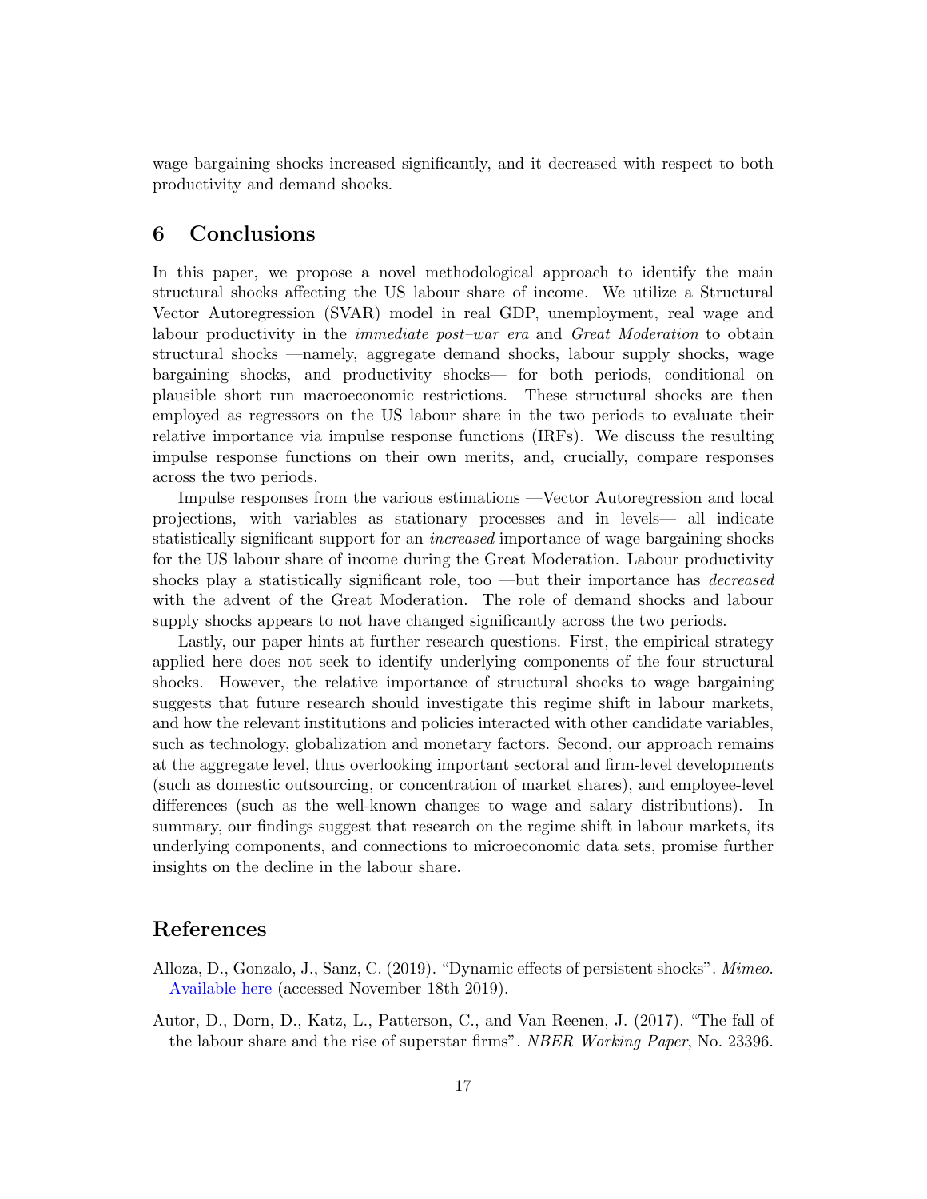wage bargaining shocks increased significantly, and it decreased with respect to both productivity and demand shocks.

## 6 Conclusions

In this paper, we propose a novel methodological approach to identify the main structural shocks affecting the US labour share of income. We utilize a Structural Vector Autoregression (SVAR) model in real GDP, unemployment, real wage and labour productivity in the *immediate post–war era* and *Great Moderation* to obtain structural shocks —namely, aggregate demand shocks, labour supply shocks, wage bargaining shocks, and productivity shocks— for both periods, conditional on plausible short–run macroeconomic restrictions. These structural shocks are then employed as regressors on the US labour share in the two periods to evaluate their relative importance via impulse response functions (IRFs). We discuss the resulting impulse response functions on their own merits, and, crucially, compare responses across the two periods.

Impulse responses from the various estimations —Vector Autoregression and local projections, with variables as stationary processes and in levels— all indicate statistically significant support for an *increased* importance of wage bargaining shocks for the US labour share of income during the Great Moderation. Labour productivity shocks play a statistically significant role, too —but their importance has *decreased* with the advent of the Great Moderation. The role of demand shocks and labour supply shocks appears to not have changed significantly across the two periods.

Lastly, our paper hints at further research questions. First, the empirical strategy applied here does not seek to identify underlying components of the four structural shocks. However, the relative importance of structural shocks to wage bargaining suggests that future research should investigate this regime shift in labour markets, and how the relevant institutions and policies interacted with other candidate variables, such as technology, globalization and monetary factors. Second, our approach remains at the aggregate level, thus overlooking important sectoral and firm-level developments (such as domestic outsourcing, or concentration of market shares), and employee-level differences (such as the well-known changes to wage and salary distributions). In summary, our findings suggest that research on the regime shift in labour markets, its underlying components, and connections to microeconomic data sets, promise further insights on the decline in the labour share.

## References

Alloza, D., Gonzalo, J., Sanz, C. (2019). "Dynamic effects of persistent shocks". *Mimeo*. Available here (accessed November 18th 2019).

Autor, D., Dorn, D., Katz, L., Patterson, C., and Van Reenen, J. (2017). "The fall of the labour share and the rise of superstar firms". *NBER Working Paper*, No. 23396.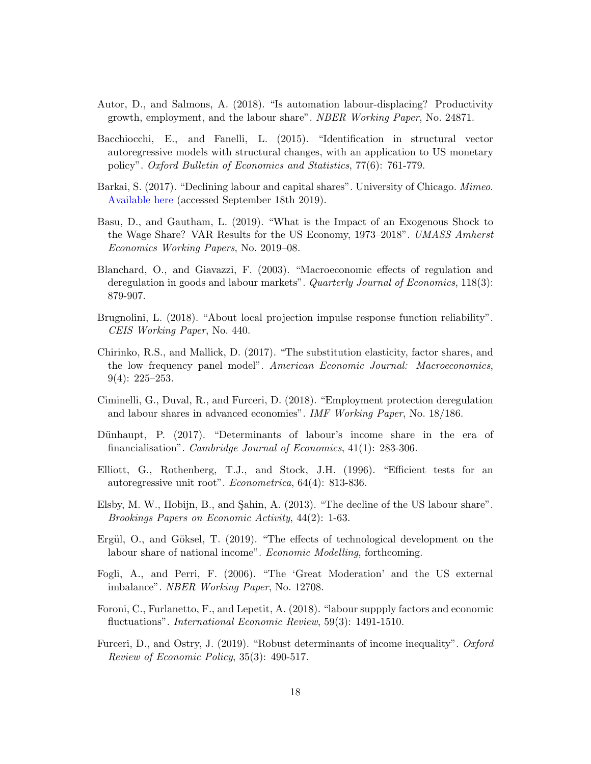Autor, D., and Salmons, A. (2018). "Is automation labour-displacing? Productivity growth, employment, and the labour share". *NBER Working Paper*, No. 24871.

Bacchiocchi, E., and Fanelli, L. (2015). "Identification in structural vector autoregressive models with structural changes, with an application to US monetary policy". *Oxford Bulletin of Economics and Statistics*, 77(6): 761-779.

Barkai, S. (2017). "Declining labour and capital shares". University of Chicago. *Mimeo*. Available here (accessed September 18th 2019).

Basu, D., and Gautham, L. (2019). "What is the Impact of an Exogenous Shock to the Wage Share? VAR Results for the US Economy, 1973–2018". *UMASS Amherst Economics Working Papers*, No. 2019–08.

Blanchard, O., and Giavazzi, F. (2003). "Macroeconomic effects of regulation and deregulation in goods and labour markets". *Quarterly Journal of Economics*, 118(3): 879-907.

Brugnolini, L. (2018). "About local projection impulse response function reliability". *CEIS Working Paper*, No. 440.

Chirinko, R.S., and Mallick, D. (2017). "The substitution elasticity, factor shares, and the low–frequency panel model". *American Economic Journal: Macroeconomics*, 9(4): 225–253.

Ciminelli, G., Duval, R., and Furceri, D. (2018). "Employment protection deregulation and labour shares in advanced economies". *IMF Working Paper*, No. 18/186.

Dünhaupt, P. (2017). "Determinants of labour's income share in the era of financialisation". *Cambridge Journal of Economics*, 41(1): 283-306.

Elliott, G., Rothenberg, T.J., and Stock, J.H. (1996). "Efficient tests for an autoregressive unit root". *Econometrica*, 64(4): 813-836.

Elsby, M. W., Hobijn, B., and Şahin, A. (2013). "The decline of the US labour share". *Brookings Papers on Economic Activity*, 44(2): 1-63.

Ergül, O., and Göksel, T. (2019). "The effects of technological development on the labour share of national income". *Economic Modelling*, forthcoming.

Fogli, A., and Perri, F. (2006). "The 'Great Moderation' and the US external imbalance". *NBER Working Paper*, No. 12708.

Foroni, C., Furlanetto, F., and Lepetit, A. (2018). "labour suppply factors and economic fluctuations". *International Economic Review*, 59(3): 1491-1510.

Furceri, D., and Ostry, J. (2019). "Robust determinants of income inequality". *Oxford Review of Economic Policy*, 35(3): 490-517.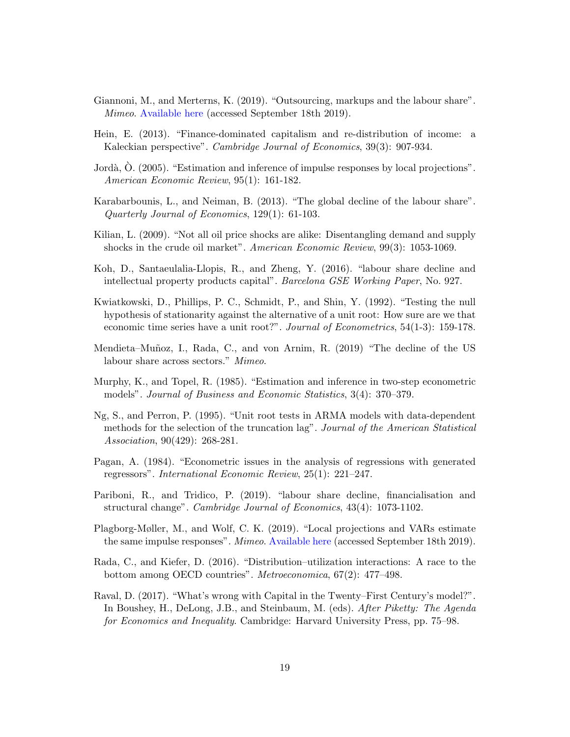Giannoni, M., and Merterns, K. (2019). "Outsourcing, markups and the labour share". *Mimeo*. Available here (accessed September 18th 2019).

Hein, E. (2013). "Finance-dominated capitalism and re-distribution of income: a Kaleckian perspective". *Cambridge Journal of Economics*, 39(3): 907-934.

Jordà, Ò. (2005). "Estimation and inference of impulse responses by local projections". *American Economic Review*, 95(1): 161-182.

Karabarbounis, L., and Neiman, B. (2013). "The global decline of the labour share". *Quarterly Journal of Economics*, 129(1): 61-103.

Kilian, L. (2009). "Not all oil price shocks are alike: Disentangling demand and supply shocks in the crude oil market". *American Economic Review*, 99(3): 1053-1069.

Koh, D., Santaeulalia-Llopis, R., and Zheng, Y. (2016). "labour share decline and intellectual property products capital". *Barcelona GSE Working Paper*, No. 927.

Kwiatkowski, D., Phillips, P. C., Schmidt, P., and Shin, Y. (1992). "Testing the null hypothesis of stationarity against the alternative of a unit root: How sure are we that economic time series have a unit root?". *Journal of Econometrics*, 54(1-3): 159-178.

Mendieta–Muñoz, I., Rada, C., and von Arnim, R. (2019) "The decline of the US labour share across sectors." *Mimeo.*

Murphy, K., and Topel, R. (1985). "Estimation and inference in two-step econometric models". *Journal of Business and Economic Statistics*, 3(4): 370–379.

Ng, S., and Perron, P. (1995). "Unit root tests in ARMA models with data-dependent methods for the selection of the truncation lag". *Journal of the American Statistical Association*, 90(429): 268-281.

Pagan, A. (1984). "Econometric issues in the analysis of regressions with generated regressors". *International Economic Review*, 25(1): 221–247.

Pariboni, R., and Tridico, P. (2019). "labour share decline, financialisation and structural change". *Cambridge Journal of Economics*, 43(4): 1073-1102.

Plagborg-Møller, M., and Wolf, C. K. (2019). "Local projections and VARs estimate the same impulse responses". *Mimeo*. Available here (accessed September 18th 2019).

Rada, C., and Kiefer, D. (2016). "Distribution–utilization interactions: A race to the bottom among OECD countries". *Metroeconomica*, 67(2): 477–498.

Raval, D. (2017). "What's wrong with Capital in the Twenty–First Century's model?". In Boushey, H., DeLong, J.B., and Steinbaum, M. (eds). *After Piketty: The Agenda for Economics and Inequality*. Cambridge: Harvard University Press, pp. 75–98.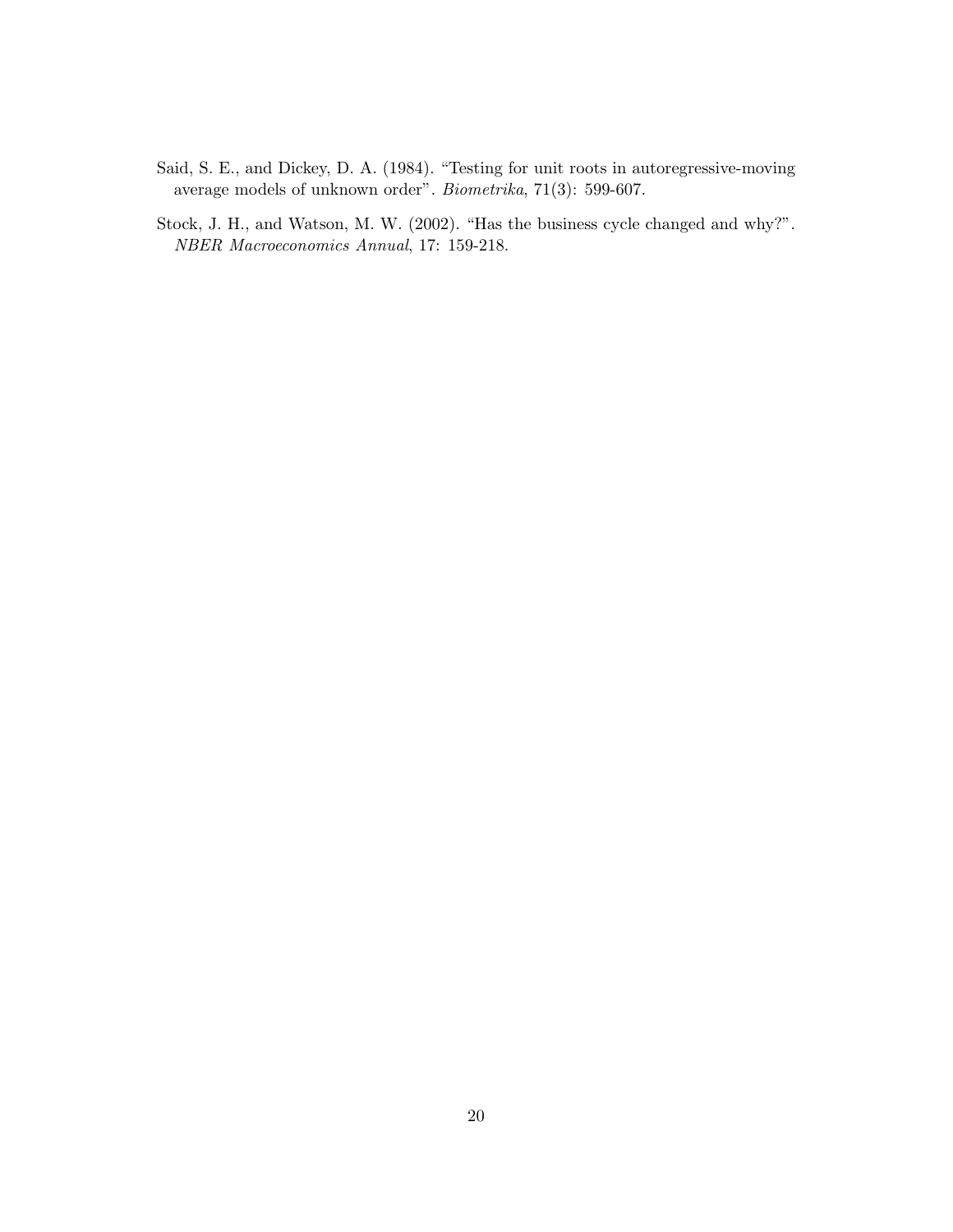Said, S. E., and Dickey, D. A. (1984). "Testing for unit roots in autoregressive-moving average models of unknown order". *Biometrika*, 71(3): 599-607.

Stock, J. H., and Watson, M. W. (2002). "Has the business cycle changed and why?". *NBER Macroeconomics Annual*, 17: 159-218.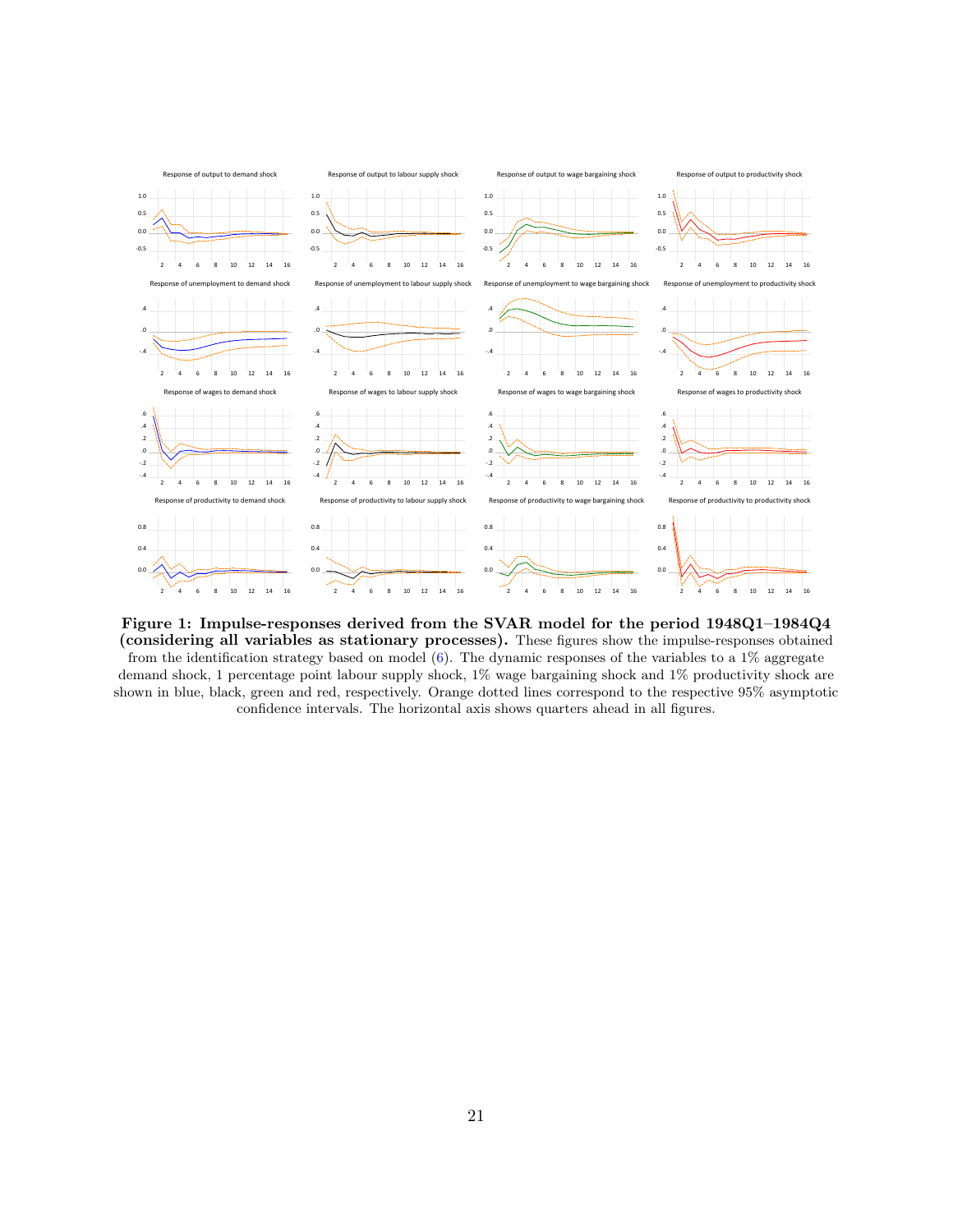**Figure 1: Impulse-responses derived from the SVAR model for the period 1948Q1–1984Q4 (considering all variables as stationary processes).** These figures show the impulse-responses obtained from the identification strategy based on model (6). The dynamic responses of the variables to a 1% aggregate demand shock, 1 percentage point labour supply shock, 1% wage bargaining shock and 1% productivity shock are shown in blue, black, green and red, respectively. Orange dotted lines correspond to the respective 95% asymptotic confidence intervals. The horizontal axis shows quarters ahead in all figures.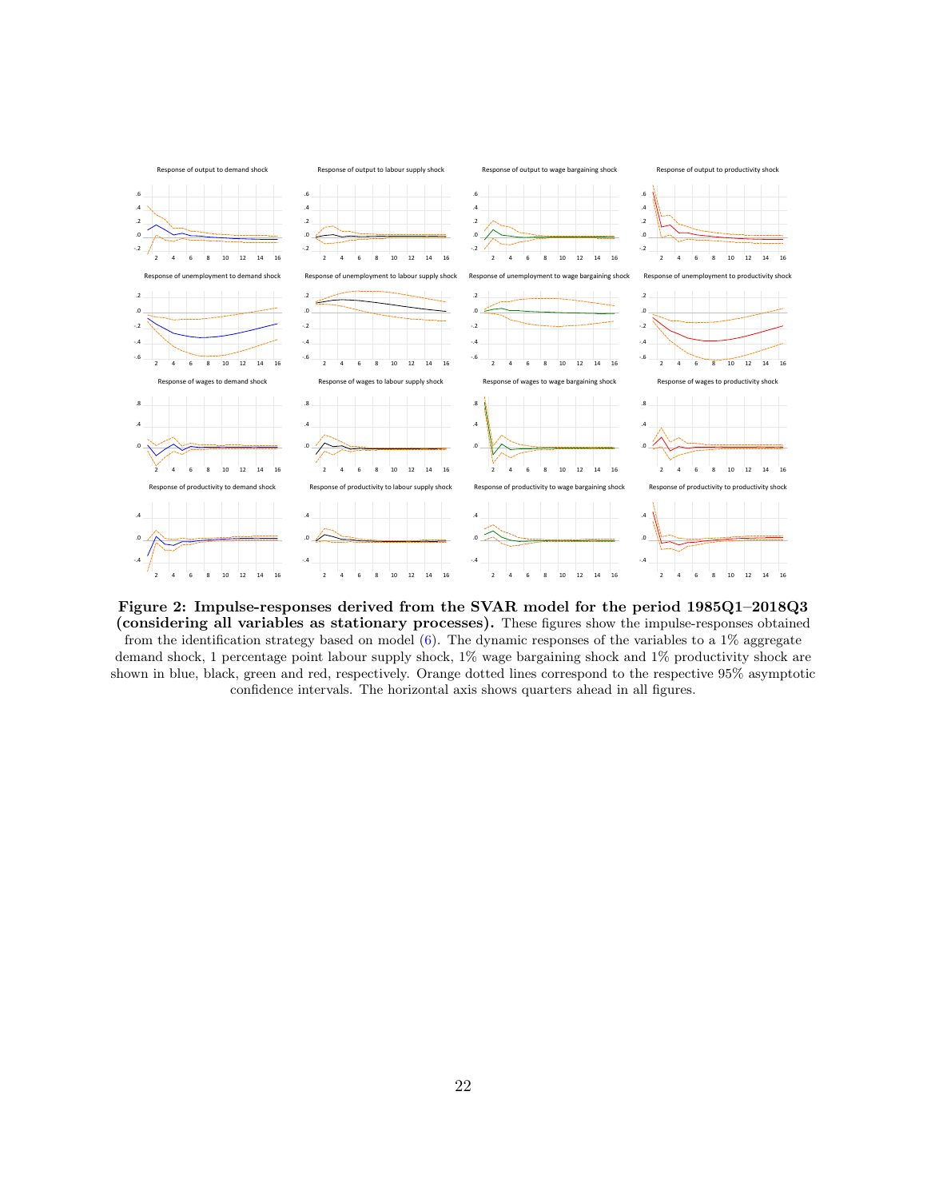**Figure 2: Impulse-responses derived from the SVAR model for the period 1985Q1–2018Q3 (considering all variables as stationary processes).** These figures show the impulse-responses obtained from the identification strategy based on model (6). The dynamic responses of the variables to a 1% aggregate demand shock, 1 percentage point labour supply shock, 1% wage bargaining shock and 1% productivity shock are shown in blue, black, green and red, respectively. Orange dotted lines correspond to the respective 95% asymptotic confidence intervals. The horizontal axis shows quarters ahead in all figures.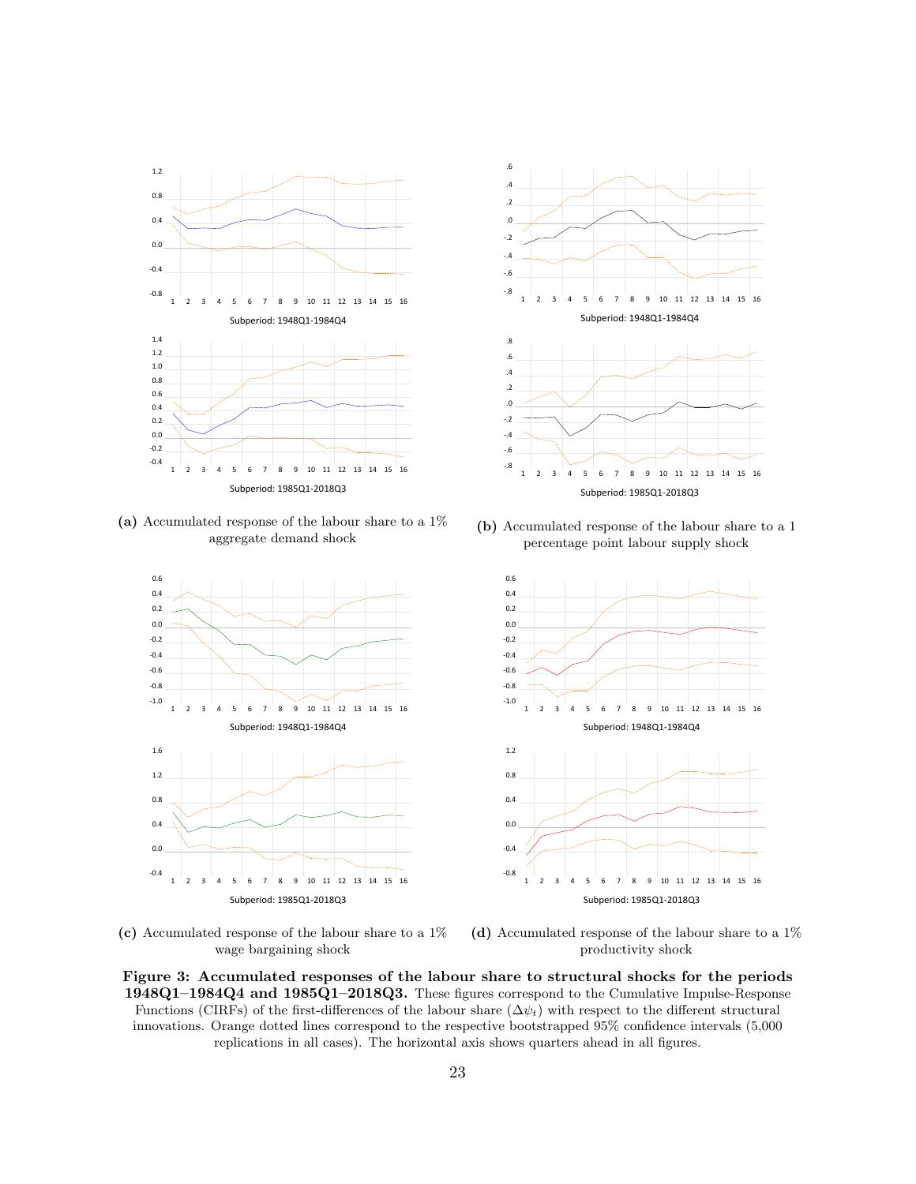Subperiod: 1948Q1-1984Q4

Subperiod: 1985Q1-2018Q3

**(a)** Accumulated response of the labour share to a 1% aggregate demand shock

Subperiod: 1948Q1-1984Q4

Subperiod: 1985Q1-2018Q3

**(b)** Accumulated response of the labour share to a 1 percentage point labour supply shock

Subperiod: 1948Q1-1984Q4

Subperiod: 1985Q1-2018Q3

**(c)** Accumulated response of the labour share to a 1% wage bargaining shock

Subperiod: 1948Q1-1984Q4

Subperiod: 1985Q1-2018Q3

**(d)** Accumulated response of the labour share to a 1% productivity shock

**Figure 3: Accumulated responses of the labour share to structural shocks for the periods 1948Q1–1984Q4 and 1985Q1–2018Q3.** These figures correspond to the Cumulative Impulse-Response Functions (CIRFs) of the first-differences of the labour share ($\Delta\psi_t$) with respect to the different structural innovations. Orange dotted lines correspond to the respective bootstrapped 95% confidence intervals (5,000 replications in all cases). The horizontal axis shows quarters ahead in all figures.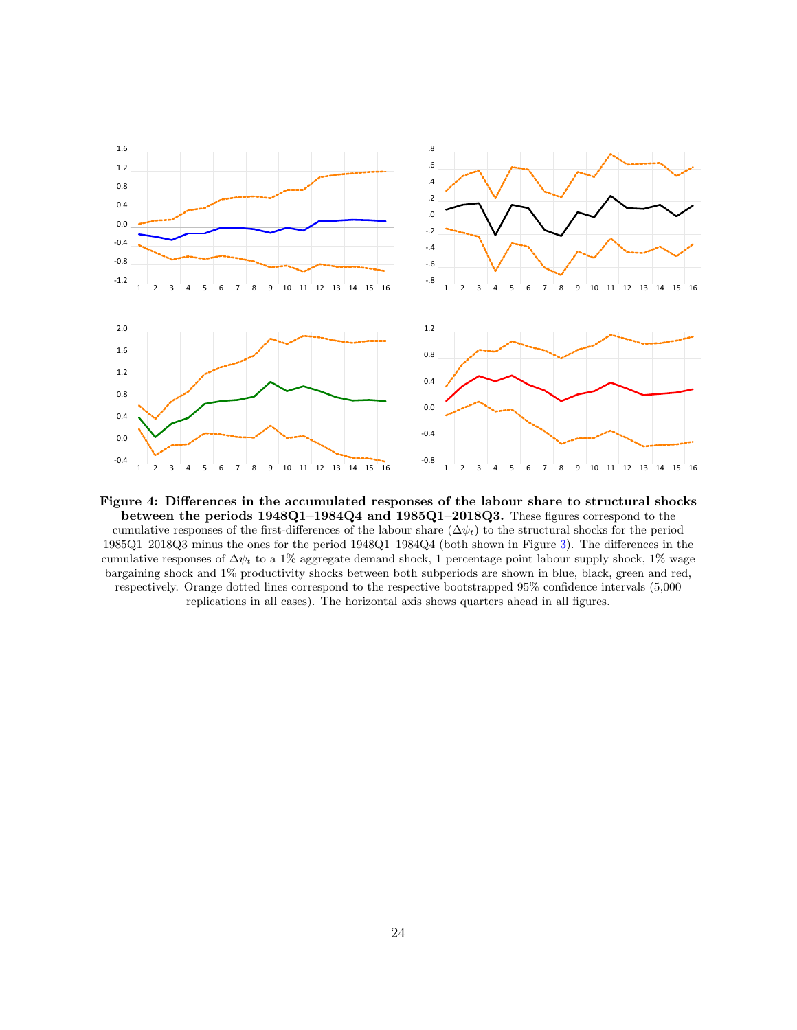**Figure 4: Differences in the accumulated responses of the labour share to structural shocks between the periods 1948Q1–1984Q4 and 1985Q1–2018Q3.** These figures correspond to the cumulative responses of the first-differences of the labour share ($\Delta\psi_t$) to the structural shocks for the period 1985Q1–2018Q3 minus the ones for the period 1948Q1–1984Q4 (both shown in Figure 3). The differences in the cumulative responses of $\Delta\psi_t$ to a 1% aggregate demand shock, 1 percentage point labour supply shock, 1% wage bargaining shock and 1% productivity shocks between both subperiods are shown in blue, black, green and red, respectively. Orange dotted lines correspond to the respective bootstrapped 95% confidence intervals (5,000 replications in all cases). The horizontal axis shows quarters ahead in all figures.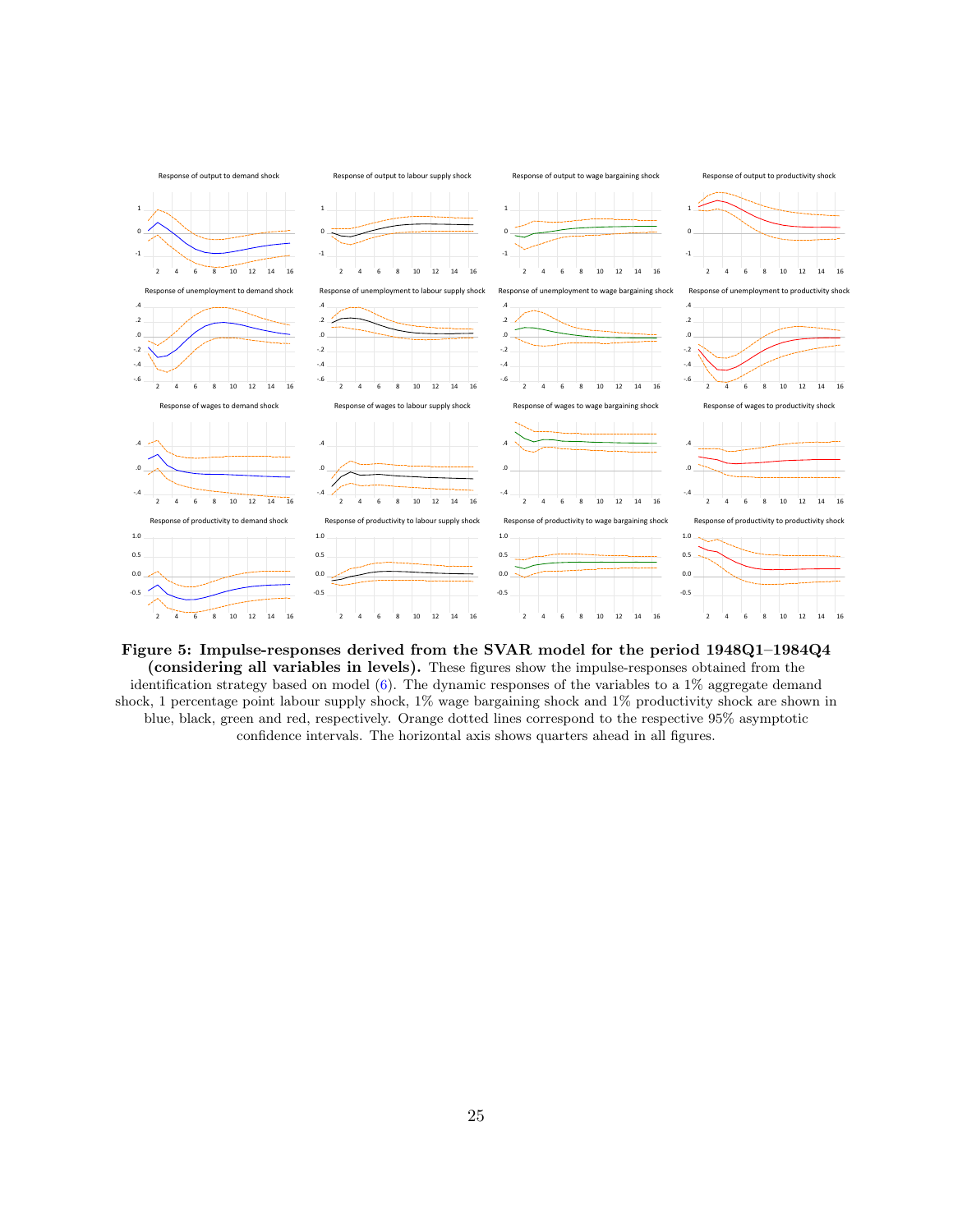**Figure 5: Impulse-responses derived from the SVAR model for the period 1948Q1–1984Q4 (considering all variables in levels).** These figures show the impulse-responses obtained from the identification strategy based on model (6). The dynamic responses of the variables to a 1% aggregate demand shock, 1 percentage point labour supply shock, 1% wage bargaining shock and 1% productivity shock are shown in blue, black, green and red, respectively. Orange dotted lines correspond to the respective 95% asymptotic confidence intervals. The horizontal axis shows quarters ahead in all figures.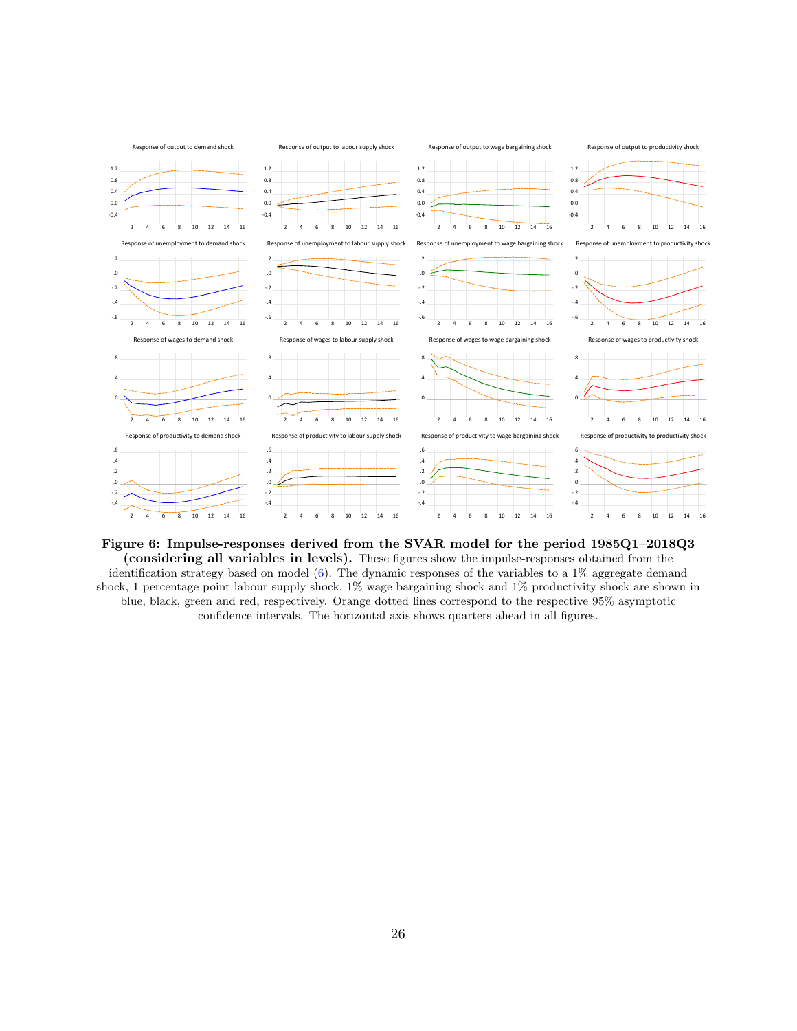**Figure 6: Impulse-responses derived from the SVAR model for the period 1985Q1–2018Q3 (considering all variables in levels).** These figures show the impulse-responses obtained from the identification strategy based on model (6). The dynamic responses of the variables to a 1% aggregate demand shock, 1 percentage point labour supply shock, 1% wage bargaining shock and 1% productivity shock are shown in blue, black, green and red, respectively. Orange dotted lines correspond to the respective 95% asymptotic confidence intervals. The horizontal axis shows quarters ahead in all figures.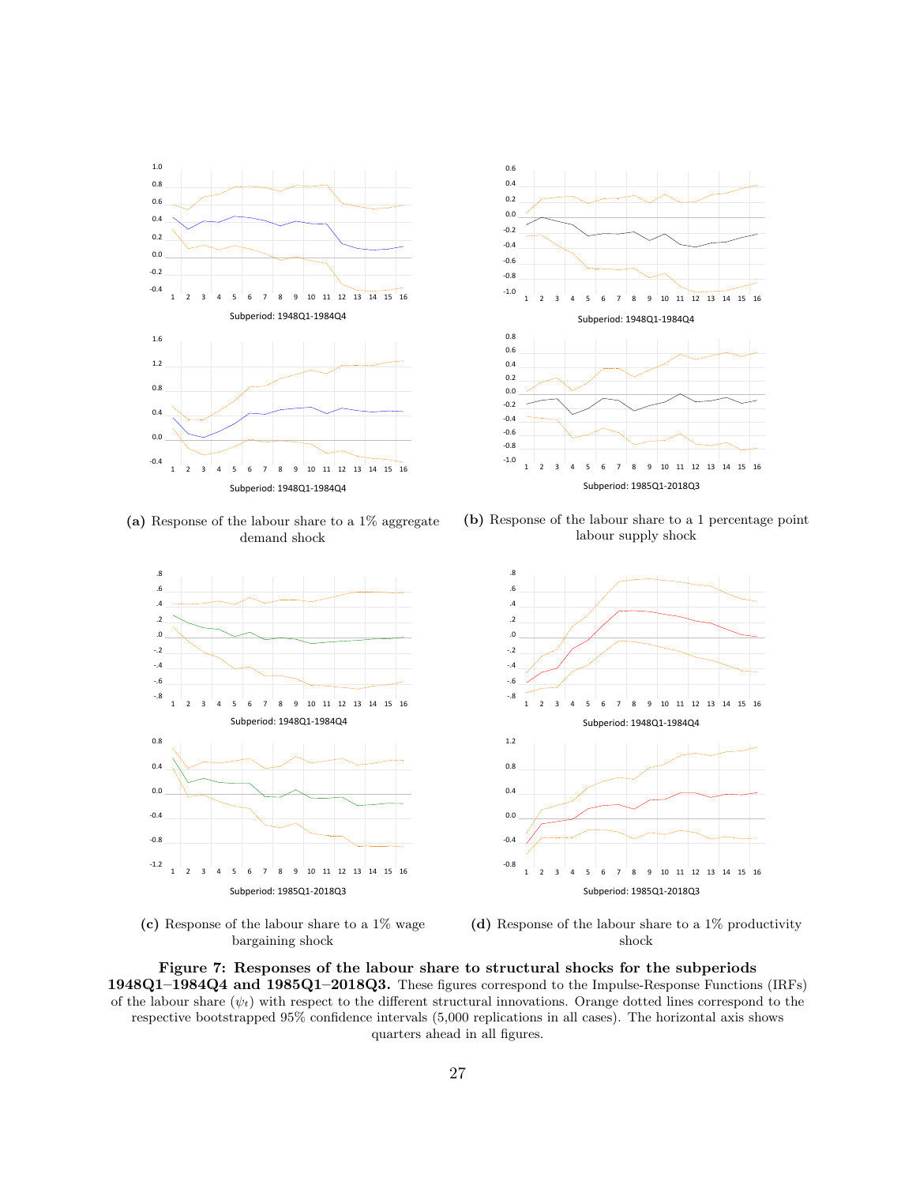Subperiod: 1948Q1-1984Q4

Subperiod: 1948Q1-1984Q4

(a) Response of the labour share to a 1% aggregate demand shock

Subperiod: 1948Q1-1984Q4

Subperiod: 1985Q1-2018Q3

(b) Response of the labour share to a 1 percentage point labour supply shock

Subperiod: 1948Q1-1984Q4

Subperiod: 1985Q1-2018Q3

(c) Response of the labour share to a 1% wage bargaining shock

Subperiod: 1948Q1-1984Q4

Subperiod: 1985Q1-2018Q3

(d) Response of the labour share to a 1% productivity shock

**Figure 7: Responses of the labour share to structural shocks for the subperiods 1948Q1–1984Q4 and 1985Q1–2018Q3.** These figures correspond to the Impulse-Response Functions (IRFs) of the labour share ($\psi_t$) with respect to the different structural innovations. Orange dotted lines correspond to the respective bootstrapped 95% confidence intervals (5,000 replications in all cases). The horizontal axis shows quarters ahead in all figures.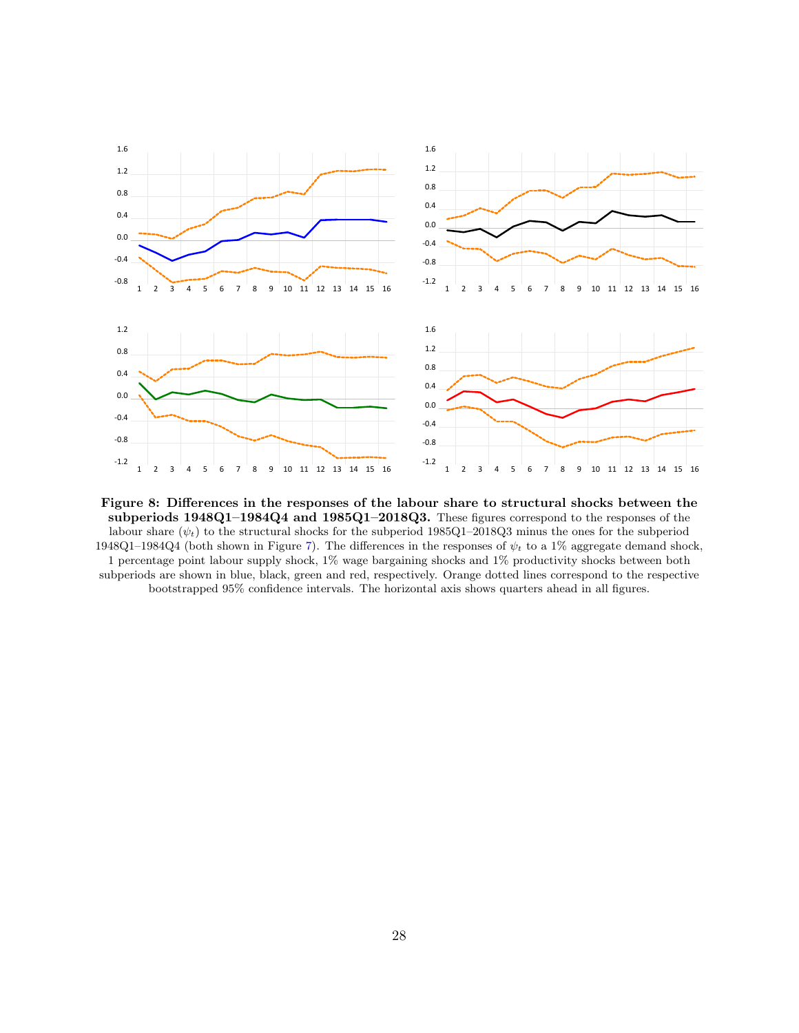**Figure 8: Differences in the responses of the labour share to structural shocks between the subperiods 1948Q1–1984Q4 and 1985Q1–2018Q3.** These figures correspond to the responses of the labour share ($\psi_t$) to the structural shocks for the subperiod 1985Q1–2018Q3 minus the ones for the subperiod 1948Q1–1984Q4 (both shown in Figure 7). The differences in the responses of $\psi_t$ to a 1% aggregate demand shock, 1 percentage point labour supply shock, 1% wage bargaining shocks and 1% productivity shocks between both subperiods are shown in blue, black, green and red, respectively. Orange dotted lines correspond to the respective bootstrapped 95% confidence intervals. The horizontal axis shows quarters ahead in all figures.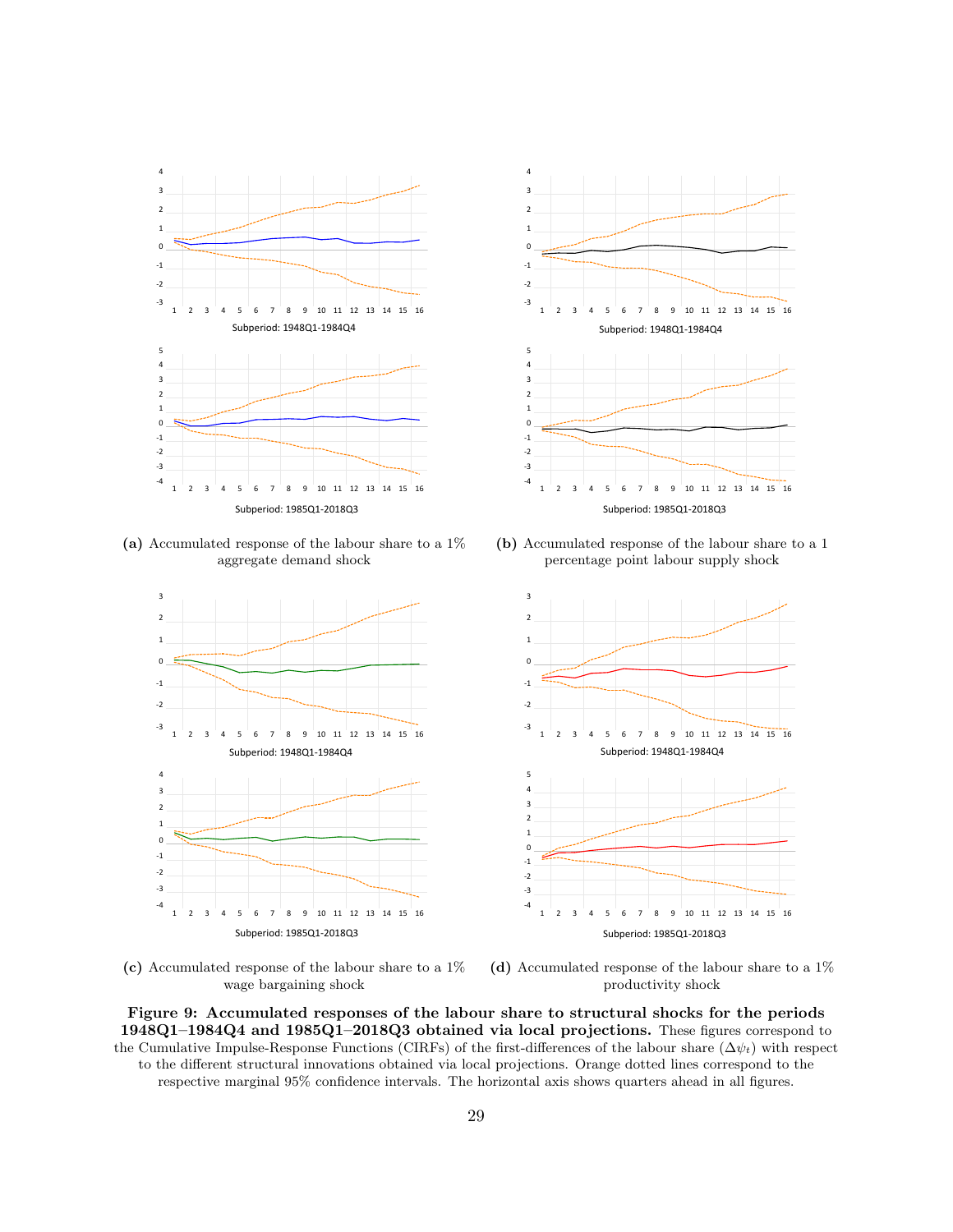Subperiod: 1948Q1-1984Q4

Subperiod: 1985Q1-2018Q3

**(a)** Accumulated response of the labour share to a 1% aggregate demand shock

Subperiod: 1948Q1-1984Q4

Subperiod: 1985Q1-2018Q3

**(b)** Accumulated response of the labour share to a 1 percentage point labour supply shock

Subperiod: 1948Q1-1984Q4

Subperiod: 1985Q1-2018Q3

**(c)** Accumulated response of the labour share to a 1% wage bargaining shock

Subperiod: 1948Q1-1984Q4

Subperiod: 1985Q1-2018Q3

**(d)** Accumulated response of the labour share to a 1% productivity shock

**Figure 9: Accumulated responses of the labour share to structural shocks for the periods 1948Q1–1984Q4 and 1985Q1–2018Q3 obtained via local projections.** These figures correspond to the Cumulative Impulse-Response Functions (CIRFs) of the first-differences of the labour share ($\Delta\psi_t$) with respect to the different structural innovations obtained via local projections. Orange dotted lines correspond to the respective marginal 95% confidence intervals. The horizontal axis shows quarters ahead in all figures.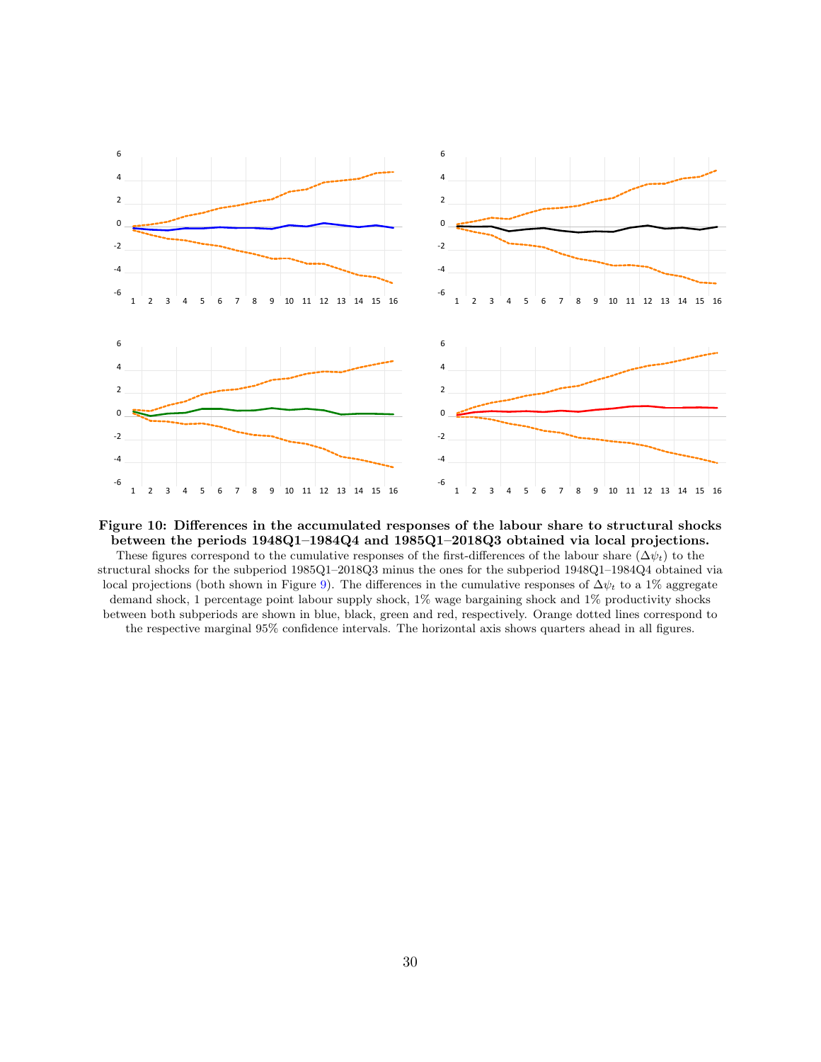**Figure 10: Differences in the accumulated responses of the labour share to structural shocks between the periods 1948Q1–1984Q4 and 1985Q1–2018Q3 obtained via local projections.**
These figures correspond to the cumulative responses of the first-differences of the labour share ($\Delta\psi_t$) to the structural shocks for the subperiod 1985Q1–2018Q3 minus the ones for the subperiod 1948Q1–1984Q4 obtained via local projections (both shown in Figure 9). The differences in the cumulative responses of $\Delta\psi_t$ to a 1% aggregate demand shock, 1 percentage point labour supply shock, 1% wage bargaining shock and 1% productivity shocks between both subperiods are shown in blue, black, green and red, respectively. Orange dotted lines correspond to the respective marginal 95% confidence intervals. The horizontal axis shows quarters ahead in all figures.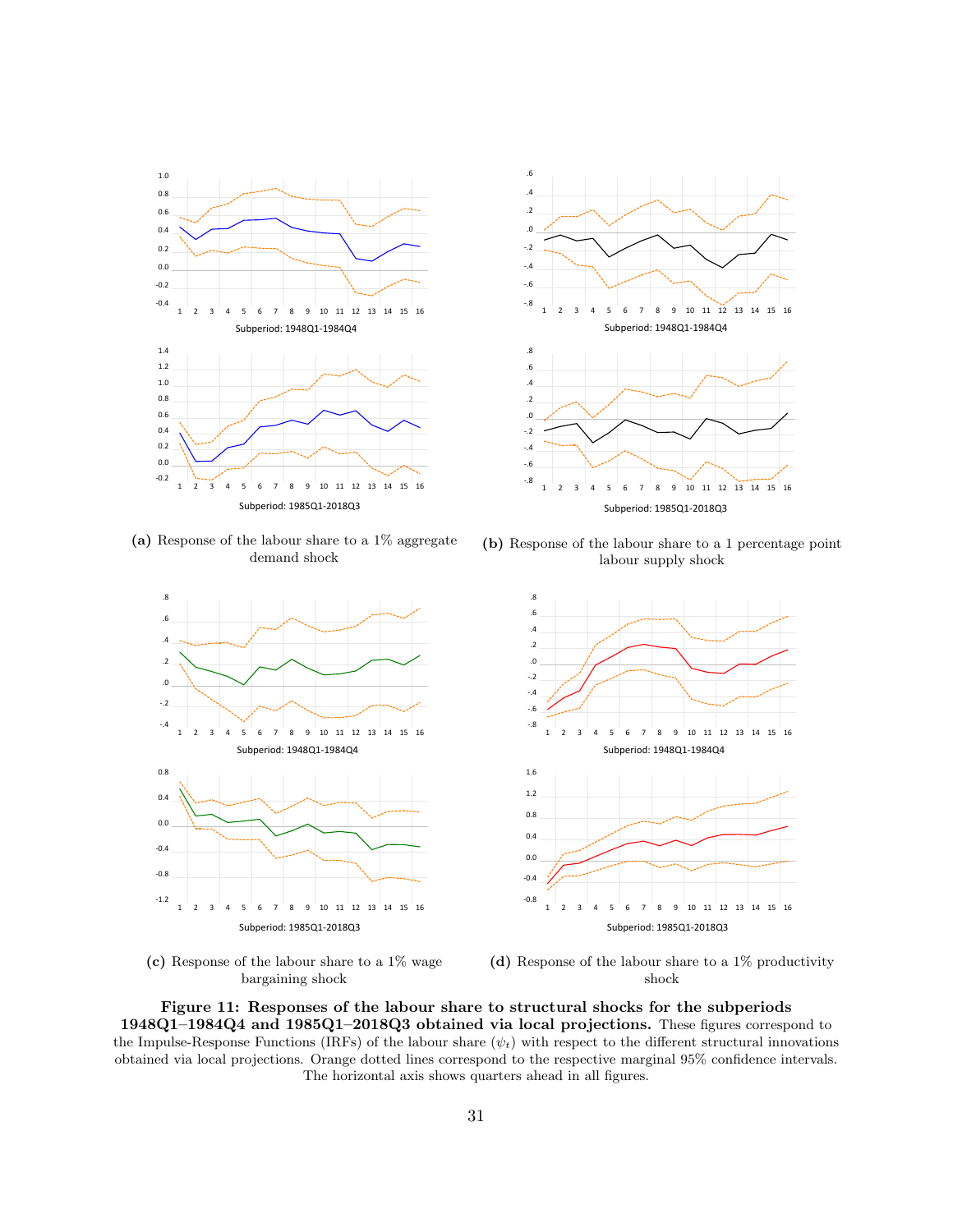Subperiod: 1948Q1-1984Q4

Subperiod: 1985Q1-2018Q3

**(a)** Response of the labour share to a 1% aggregate demand shock

Subperiod: 1948Q1-1984Q4

Subperiod: 1985Q1-2018Q3

**(b)** Response of the labour share to a 1 percentage point labour supply shock

Subperiod: 1948Q1-1984Q4

Subperiod: 1985Q1-2018Q3

**(c)** Response of the labour share to a 1% wage bargaining shock

Subperiod: 1948Q1-1984Q4

Subperiod: 1985Q1-2018Q3

**(d)** Response of the labour share to a 1% productivity shock

**Figure 11: Responses of the labour share to structural shocks for the subperiods 1948Q1–1984Q4 and 1985Q1–2018Q3 obtained via local projections.** These figures correspond to the Impulse-Response Functions (IRFs) of the labour share ($\psi_t$) with respect to the different structural innovations obtained via local projections. Orange dotted lines correspond to the respective marginal 95% confidence intervals. The horizontal axis shows quarters ahead in all figures.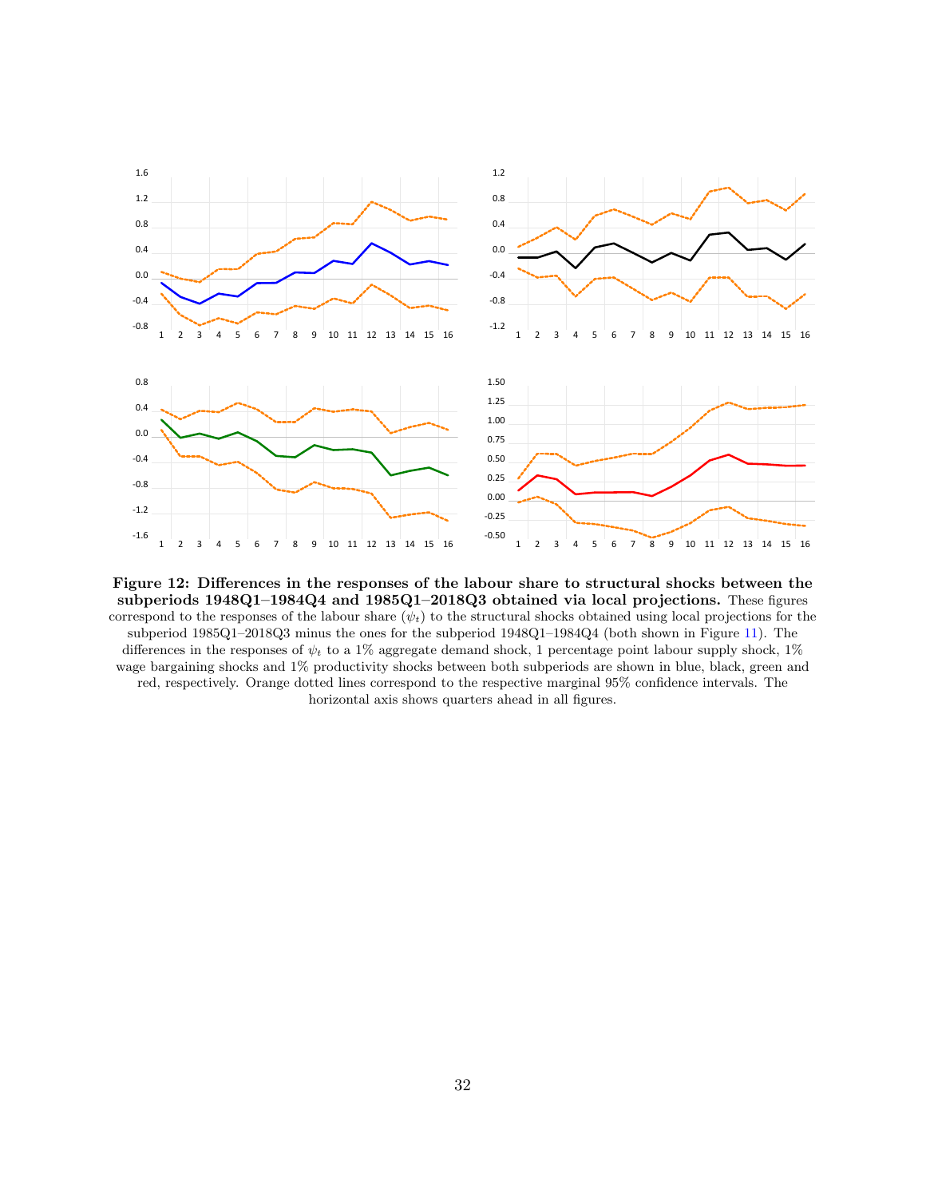**Figure 12: Differences in the responses of the labour share to structural shocks between the subperiods 1948Q1–1984Q4 and 1985Q1–2018Q3 obtained via local projections.** These figures correspond to the responses of the labour share ($\psi_t$) to the structural shocks obtained using local projections for the subperiod 1985Q1–2018Q3 minus the ones for the subperiod 1948Q1–1984Q4 (both shown in Figure 11). The differences in the responses of $\psi_t$ to a 1% aggregate demand shock, 1 percentage point labour supply shock, 1% wage bargaining shocks and 1% productivity shocks between both subperiods are shown in blue, black, green and red, respectively. Orange dotted lines correspond to the respective marginal 95% confidence intervals. The horizontal axis shows quarters ahead in all figures.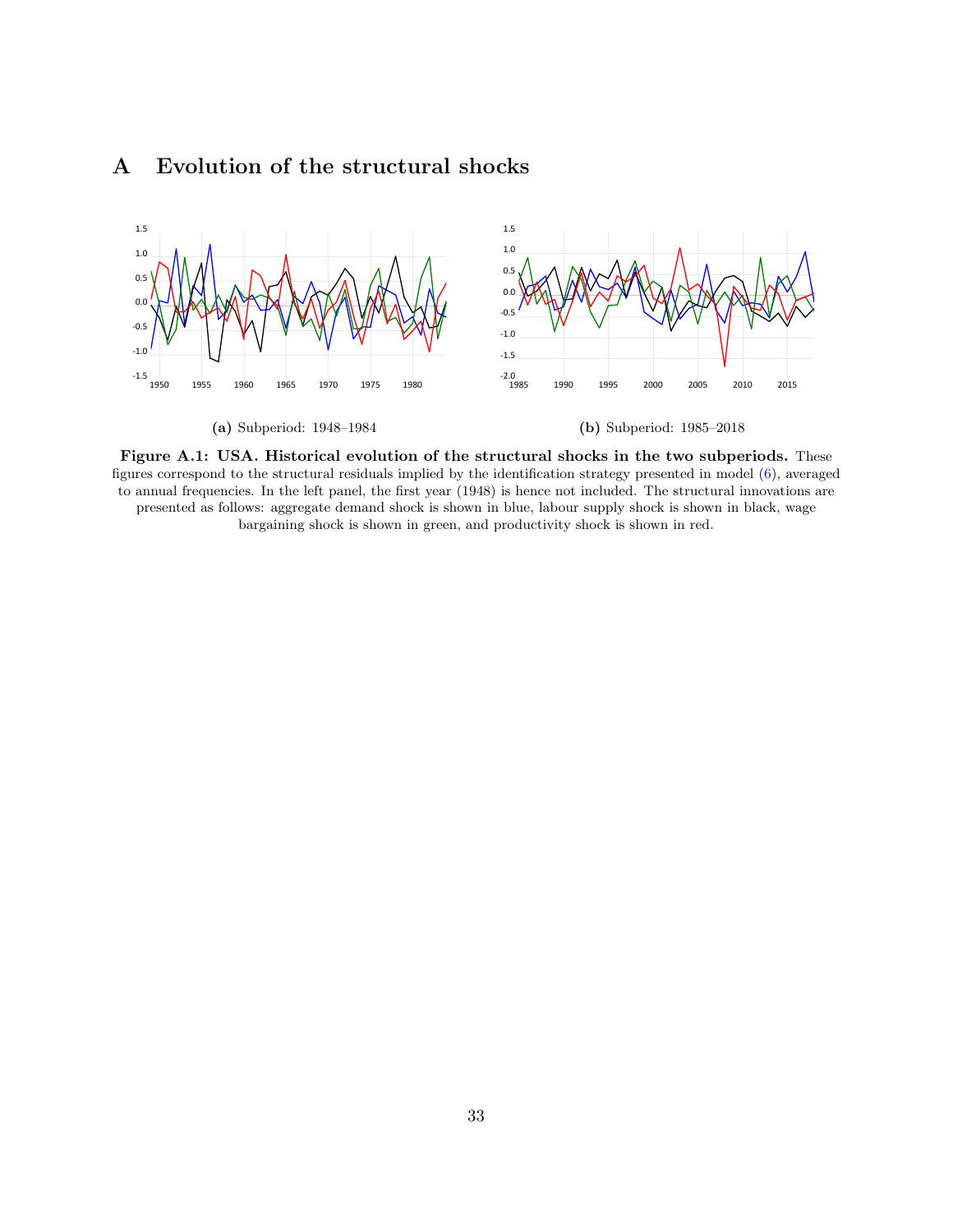# A Evolution of the structural shocks

**(a)** Subperiod: 1948–1984

**(b)** Subperiod: 1985–2018

**Figure A.1: USA. Historical evolution of the structural shocks in the two subperiods.** These figures correspond to the structural residuals implied by the identification strategy presented in model (6), averaged to annual frequencies. In the left panel, the first year (1948) is hence not included. The structural innovations are presented as follows: aggregate demand shock is shown in blue, labour supply shock is shown in black, wage bargaining shock is shown in green, and productivity shock is shown in red.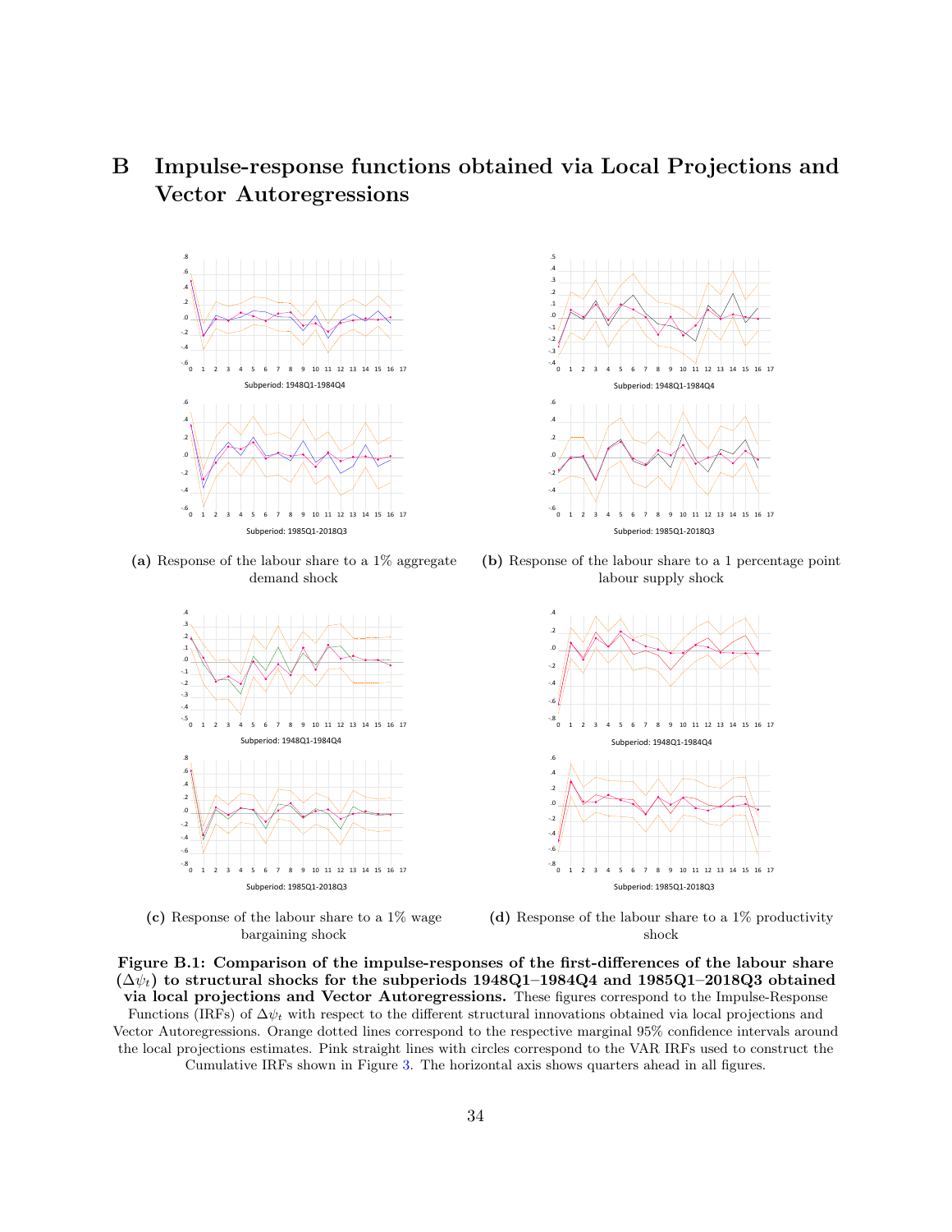# B Impulse-response functions obtained via Local Projections and Vector Autoregressions

Subperiod: 1948Q1-1984Q4

Subperiod: 1985Q1-2018Q3

**(a)** Response of the labour share to a 1% aggregate demand shock

Subperiod: 1948Q1-1984Q4

Subperiod: 1985Q1-2018Q3

**(b)** Response of the labour share to a 1 percentage point labour supply shock

Subperiod: 1948Q1-1984Q4

Subperiod: 1985Q1-2018Q3

**(c)** Response of the labour share to a 1% wage bargaining shock

Subperiod: 1948Q1-1984Q4

Subperiod: 1985Q1-2018Q3

**(d)** Response of the labour share to a 1% productivity shock

**Figure B.1: Comparison of the impulse-responses of the first-differences of the labour share ($\Delta\psi_t$) to structural shocks for the subperiods 1948Q1–1984Q4 and 1985Q1–2018Q3 obtained via local projections and Vector Autoregressions.** These figures correspond to the Impulse-Response Functions (IRFs) of $\Delta\psi_t$ with respect to the different structural innovations obtained via local projections and Vector Autoregressions. Orange dotted lines correspond to the respective marginal 95% confidence intervals around the local projections estimates. Pink straight lines with circles correspond to the VAR IRFs used to construct the Cumulative IRFs shown in Figure 3. The horizontal axis shows quarters ahead in all figures.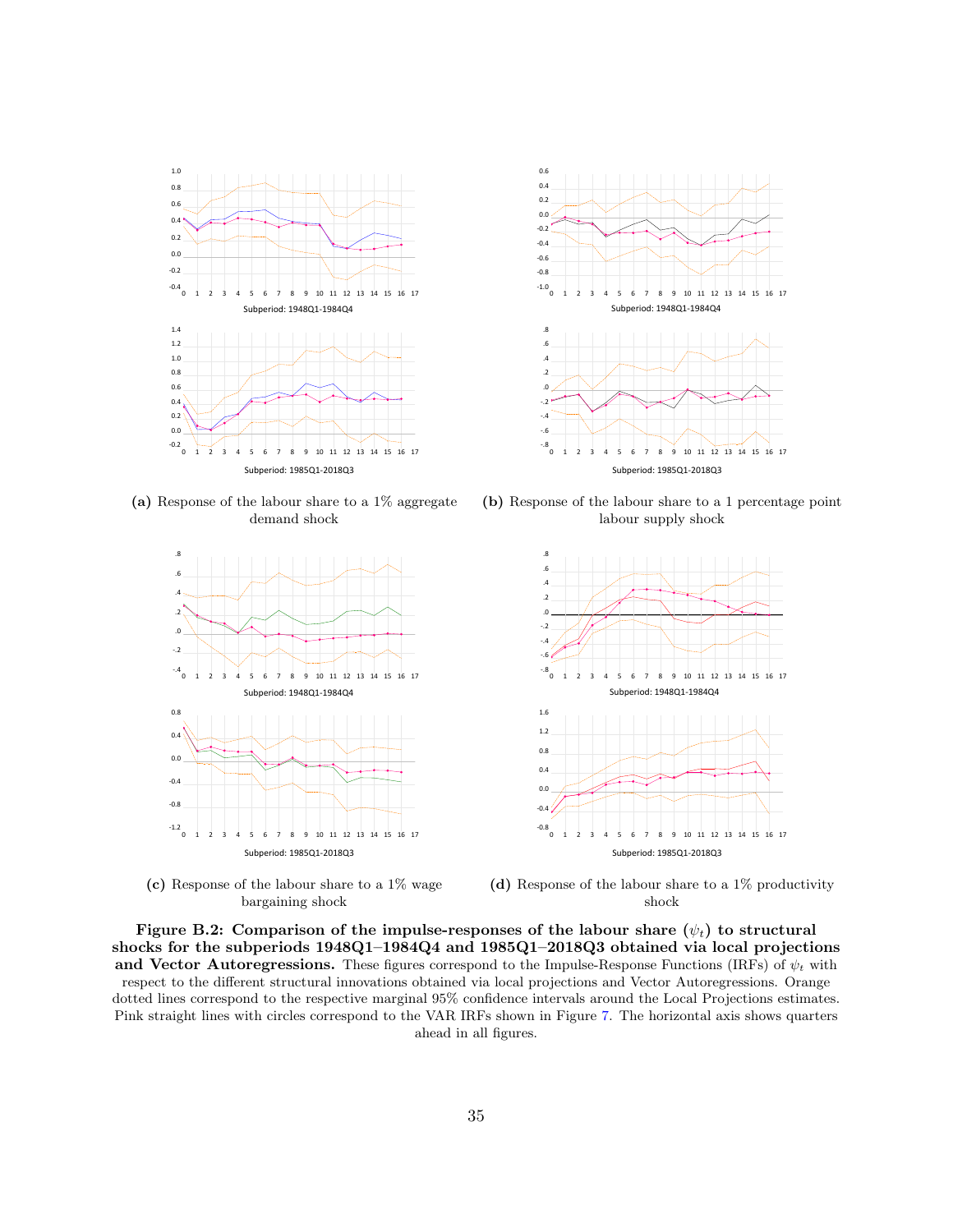1.0
0.8
0.6
0.4
0.2
0.0
-0.2
-0.4
0 1 2 3 4 5 6 7 8 9 10 11 12 13 14 15 16 17

Subperiod: 1948Q1-1984Q4

1.4
1.2
1.0
0.8
0.6
0.4
0.2
0.0
-0.2
0 1 2 3 4 5 6 7 8 9 10 11 12 13 14 15 16 17

Subperiod: 1985Q1-2018Q3

**(a)** Response of the labour share to a 1% aggregate demand shock

0.6
0.4
0.2
0.0
-0.2
-0.4
-0.6
-0.8
-1.0
0 1 2 3 4 5 6 7 8 9 10 11 12 13 14 15 16 17

Subperiod: 1948Q1-1984Q4

.8
.6
.4
.2
.0
-.2
-.4
-.6
-.8
0 1 2 3 4 5 6 7 8 9 10 11 12 13 14 15 16 17

Subperiod: 1985Q1-2018Q3

**(b)** Response of the labour share to a 1 percentage point labour supply shock

.8
.6
.4
.2
.0
-.2
-.4
0 1 2 3 4 5 6 7 8 9 10 11 12 13 14 15 16 17

Subperiod: 1948Q1-1984Q4

0.8
0.4
0.0
-0.4
-0.8
-1.2
0 1 2 3 4 5 6 7 8 9 10 11 12 13 14 15 16 17

Subperiod: 1985Q1-2018Q3

**(c)** Response of the labour share to a 1% wage bargaining shock

.8
.6
.4
.2
.0
-.2
-.4
-.6
-.8
0 1 2 3 4 5 6 7 8 9 10 11 12 13 14 15 16 17

Subperiod: 1948Q1-1984Q4

1.6
1.2
0.8
0.4
0.0
-0.4
-0.8
0 1 2 3 4 5 6 7 8 9 10 11 12 13 14 15 16 17

Subperiod: 1985Q1-2018Q3

**(d)** Response of the labour share to a 1% productivity shock

**Figure B.2: Comparison of the impulse-responses of the labour share ($\psi_t$) to structural shocks for the subperiods 1948Q1–1984Q4 and 1985Q1–2018Q3 obtained via local projections and Vector Autoregressions.** These figures correspond to the Impulse-Response Functions (IRFs) of $\psi_t$ with respect to the different structural innovations obtained via local projections and Vector Autoregressions. Orange dotted lines correspond to the respective marginal 95% confidence intervals around the Local Projections estimates. Pink straight lines with circles correspond to the VAR IRFs shown in Figure 7. The horizontal axis shows quarters ahead in all figures.